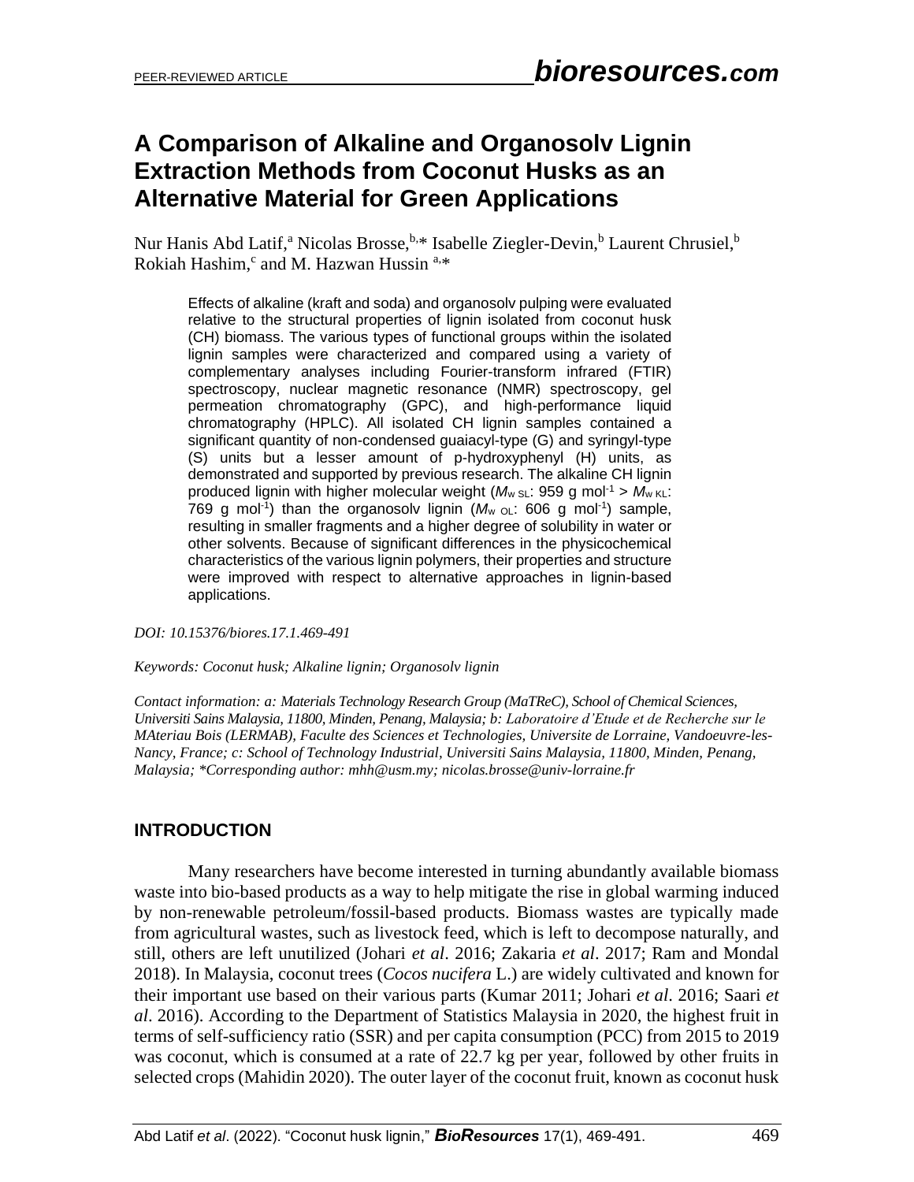# A Comparison of Alkaline and Organosolv Lignin Extraction Methods from Coconut Husks as an Alternative Material for Green Applications

Nur Hanis Abd Latif,[a] Nicolas Brosse,[b,*] Isabelle Ziegler-Devin,[b] Laurent Chrusiel,[b] Rokiah Hashim,[c] and M. Hazwan Hussin [a,*]

Effects of alkaline (kraft and soda) and organosolv pulping were evaluated relative to the structural properties of lignin isolated from coconut husk (CH) biomass. The various types of functional groups within the isolated lignin samples were characterized and compared using a variety of complementary analyses including Fourier-transform infrared (FTIR) spectroscopy, nuclear magnetic resonance (NMR) spectroscopy, gel permeation chromatography (GPC), and high-performance liquid chromatography (HPLC). All isolated CH lignin samples contained a significant quantity of non-condensed guaiacyl-type (G) and syringyl-type (S) units but a lesser amount of p-hydroxyphenyl (H) units, as demonstrated and supported by previous research. The alkaline CH lignin produced lignin with higher molecular weight ($M_{w\ SL}$: 959 g mol$^{-1}$ > $M_{w\ KL}$: 769 g mol$^{-1}$) than the organosolv lignin ($M_{w\ OL}$: 606 g mol$^{-1}$) sample, resulting in smaller fragments and a higher degree of solubility in water or other solvents. Because of significant differences in the physicochemical characteristics of the various lignin polymers, their properties and structure were improved with respect to alternative approaches in lignin-based applications.

*DOI: 10.15376/biores.17.1.469-491*

*Keywords: Coconut husk; Alkaline lignin; Organosolv lignin*

*Contact information: a: Materials Technology Research Group (MaTReC), School of Chemical Sciences, Universiti Sains Malaysia, 11800, Minden, Penang, Malaysia; b: Laboratoire d'Etude et de Recherche sur le MAteriau Bois (LERMAB), Faculte des Sciences et Technologies, Universite de Lorraine, Vandoeuvre-les-Nancy, France; c: School of Technology Industrial, Universiti Sains Malaysia, 11800, Minden, Penang, Malaysia; \*Corresponding author: mhh@usm.my; nicolas.brosse@univ-lorraine.fr*

## INTRODUCTION

Many researchers have become interested in turning abundantly available biomass waste into bio-based products as a way to help mitigate the rise in global warming induced by non-renewable petroleum/fossil-based products. Biomass wastes are typically made from agricultural wastes, such as livestock feed, which is left to decompose naturally, and still, others are left unutilized (Johari *et al*. 2016; Zakaria *et al*. 2017; Ram and Mondal 2018). In Malaysia, coconut trees (*Cocos nucifera* L.) are widely cultivated and known for their important use based on their various parts (Kumar 2011; Johari *et al*. 2016; Saari *et al*. 2016). According to the Department of Statistics Malaysia in 2020, the highest fruit in terms of self-sufficiency ratio (SSR) and per capita consumption (PCC) from 2015 to 2019 was coconut, which is consumed at a rate of 22.7 kg per year, followed by other fruits in selected crops (Mahidin 2020). The outer layer of the coconut fruit, known as coconut husk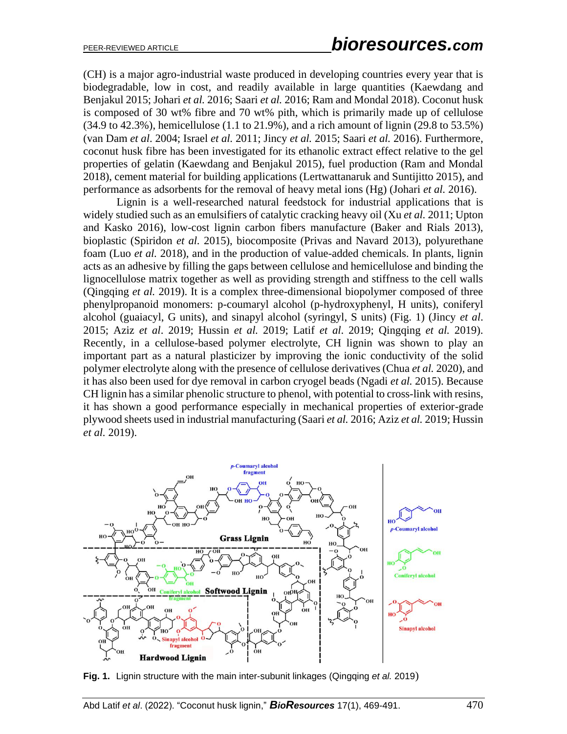(CH) is a major agro-industrial waste produced in developing countries every year that is biodegradable, low in cost, and readily available in large quantities (Kaewdang and Benjakul 2015; Johari *et al.* 2016; Saari *et al.* 2016; Ram and Mondal 2018). Coconut husk is composed of 30 wt% fibre and 70 wt% pith, which is primarily made up of cellulose (34.9 to 42.3%), hemicellulose (1.1 to 21.9%), and a rich amount of lignin (29.8 to 53.5%) (van Dam *et al*. 2004; Israel *et al.* 2011; Jincy *et al.* 2015; Saari *et al.* 2016). Furthermore, coconut husk fibre has been investigated for its ethanolic extract effect relative to the gel properties of gelatin (Kaewdang and Benjakul 2015), fuel production (Ram and Mondal 2018), cement material for building applications (Lertwattanaruk and Suntijitto 2015), and performance as adsorbents for the removal of heavy metal ions (Hg) (Johari *et al.* 2016).

Lignin is a well-researched natural feedstock for industrial applications that is widely studied such as an emulsifiers of catalytic cracking heavy oil (Xu *et al.* 2011; Upton and Kasko 2016), low-cost lignin carbon fibers manufacture (Baker and Rials 2013), bioplastic (Spiridon *et al.* 2015), biocomposite (Privas and Navard 2013), polyurethane foam (Luo *et al.* 2018), and in the production of value-added chemicals. In plants, lignin acts as an adhesive by filling the gaps between cellulose and hemicellulose and binding the lignocellulose matrix together as well as providing strength and stiffness to the cell walls (Qingqing *et al.* 2019). It is a complex three-dimensional biopolymer composed of three phenylpropanoid monomers: p-coumaryl alcohol (p-hydroxyphenyl, H units), coniferyl alcohol (guaiacyl, G units), and sinapyl alcohol (syringyl, S units) (Fig. 1) (Jincy *et al*. 2015; Aziz *et al*. 2019; Hussin *et al.* 2019; Latif *et al*. 2019; Qingqing *et al.* 2019). Recently, in a cellulose-based polymer electrolyte, CH lignin was shown to play an important part as a natural plasticizer by improving the ionic conductivity of the solid polymer electrolyte along with the presence of cellulose derivatives (Chua *et al.* 2020), and it has also been used for dye removal in carbon cryogel beads (Ngadi *et al.* 2015). Because CH lignin has a similar phenolic structure to phenol, with potential to cross-link with resins, it has shown a good performance especially in mechanical properties of exterior-grade plywood sheets used in industrial manufacturing (Saari *et al.* 2016; Aziz *et al.* 2019; Hussin *et al*. 2019).

**Fig. 1.** Lignin structure with the main inter-subunit linkages (Qingqing *et al.* 2019)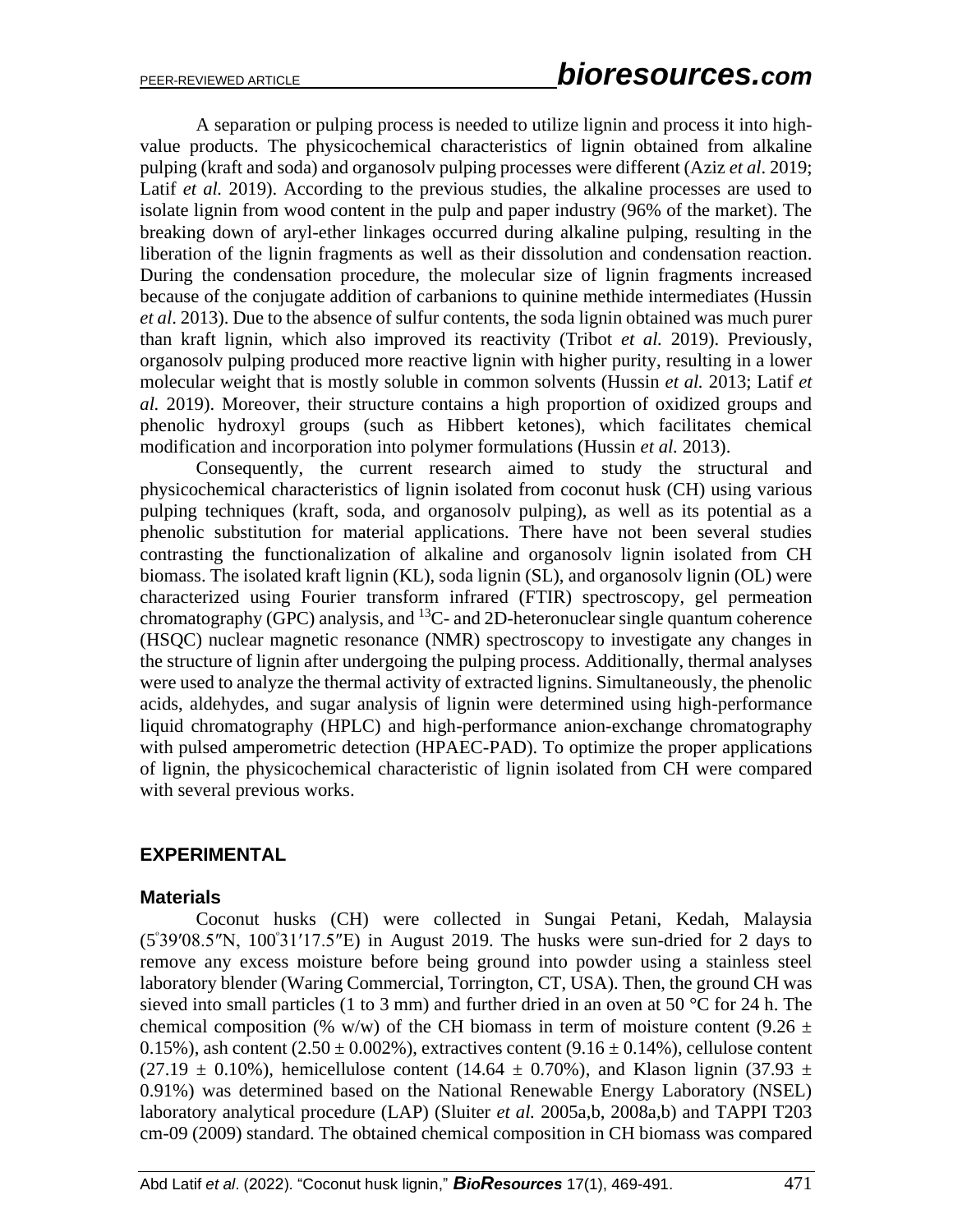A separation or pulping process is needed to utilize lignin and process it into high-value products. The physicochemical characteristics of lignin obtained from alkaline pulping (kraft and soda) and organosolv pulping processes were different (Aziz *et al*. 2019; Latif *et al.* 2019). According to the previous studies, the alkaline processes are used to isolate lignin from wood content in the pulp and paper industry (96% of the market). The breaking down of aryl-ether linkages occurred during alkaline pulping, resulting in the liberation of the lignin fragments as well as their dissolution and condensation reaction. During the condensation procedure, the molecular size of lignin fragments increased because of the conjugate addition of carbanions to quinine methide intermediates (Hussin *et al*. 2013). Due to the absence of sulfur contents, the soda lignin obtained was much purer than kraft lignin, which also improved its reactivity (Tribot *et al.* 2019). Previously, organosolv pulping produced more reactive lignin with higher purity, resulting in a lower molecular weight that is mostly soluble in common solvents (Hussin *et al.* 2013; Latif *et al.* 2019). Moreover, their structure contains a high proportion of oxidized groups and phenolic hydroxyl groups (such as Hibbert ketones), which facilitates chemical modification and incorporation into polymer formulations (Hussin *et al.* 2013).

Consequently, the current research aimed to study the structural and physicochemical characteristics of lignin isolated from coconut husk (CH) using various pulping techniques (kraft, soda, and organosolv pulping), as well as its potential as a phenolic substitution for material applications. There have not been several studies contrasting the functionalization of alkaline and organosolv lignin isolated from CH biomass. The isolated kraft lignin (KL), soda lignin (SL), and organosolv lignin (OL) were characterized using Fourier transform infrared (FTIR) spectroscopy, gel permeation chromatography (GPC) analysis, and $^{13}$C- and 2D-heteronuclear single quantum coherence (HSQC) nuclear magnetic resonance (NMR) spectroscopy to investigate any changes in the structure of lignin after undergoing the pulping process. Additionally, thermal analyses were used to analyze the thermal activity of extracted lignins. Simultaneously, the phenolic acids, aldehydes, and sugar analysis of lignin were determined using high-performance liquid chromatography (HPLC) and high-performance anion-exchange chromatography with pulsed amperometric detection (HPAEC-PAD). To optimize the proper applications of lignin, the physicochemical characteristic of lignin isolated from CH were compared with several previous works.

## EXPERIMENTAL

### Materials

Coconut husks (CH) were collected in Sungai Petani, Kedah, Malaysia (5°39′08.5″N, 100°31′17.5″E) in August 2019. The husks were sun-dried for 2 days to remove any excess moisture before being ground into powder using a stainless steel laboratory blender (Waring Commercial, Torrington, CT, USA). Then, the ground CH was sieved into small particles (1 to 3 mm) and further dried in an oven at 50 °C for 24 h. The chemical composition (% w/w) of the CH biomass in term of moisture content (9.26 ± 0.15%), ash content (2.50 ± 0.002%), extractives content (9.16 ± 0.14%), cellulose content (27.19 ± 0.10%), hemicellulose content (14.64 ± 0.70%), and Klason lignin (37.93 ± 0.91%) was determined based on the National Renewable Energy Laboratory (NSEL) laboratory analytical procedure (LAP) (Sluiter *et al.* 2005a,b, 2008a,b) and TAPPI T203 cm-09 (2009) standard. The obtained chemical composition in CH biomass was compared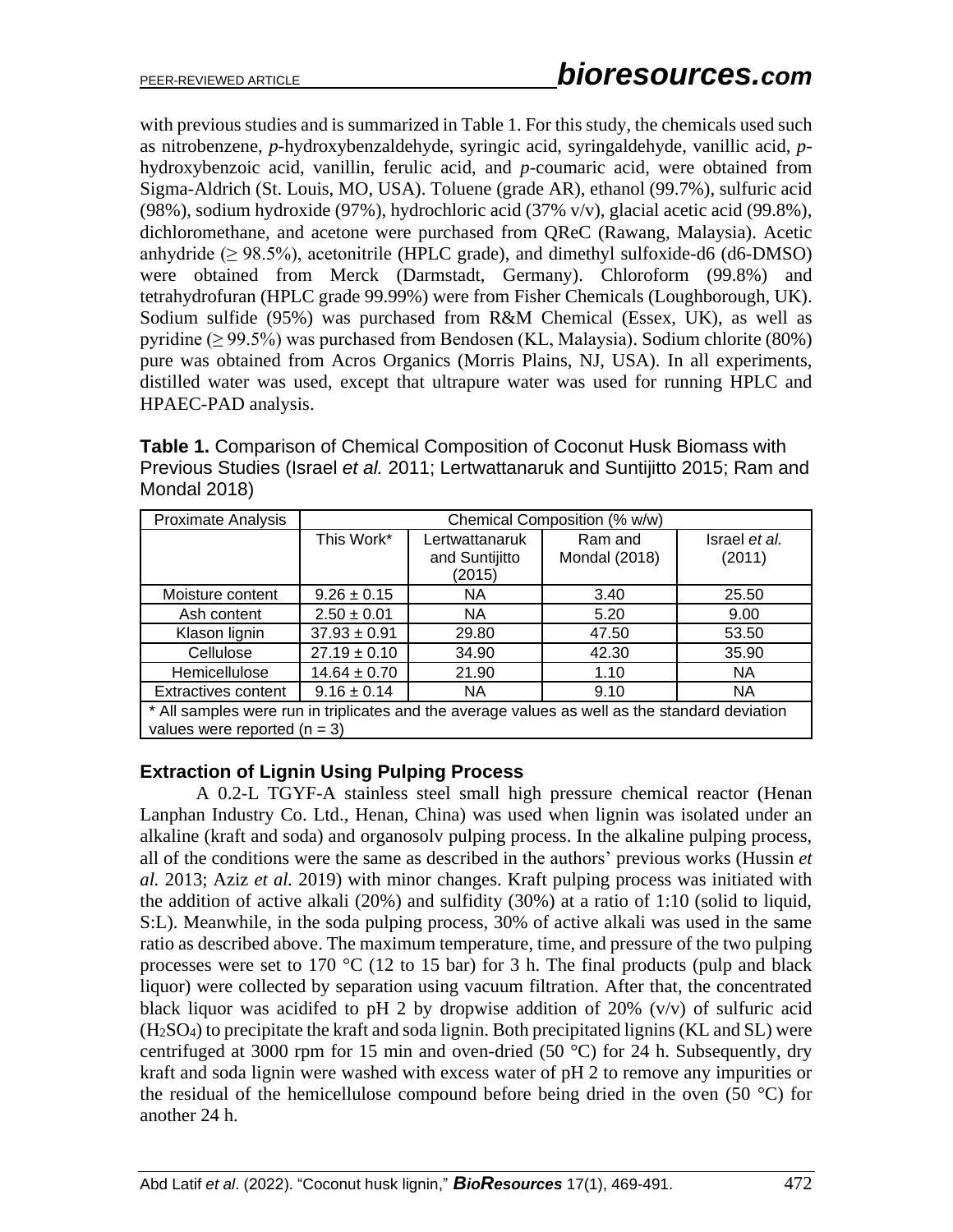with previous studies and is summarized in Table 1. For this study, the chemicals used such as nitrobenzene, *p*-hydroxybenzaldehyde, syringic acid, syringaldehyde, vanillic acid, *p*-hydroxybenzoic acid, vanillin, ferulic acid, and *p*-coumaric acid, were obtained from Sigma-Aldrich (St. Louis, MO, USA). Toluene (grade AR), ethanol (99.7%), sulfuric acid (98%), sodium hydroxide (97%), hydrochloric acid (37% v/v), glacial acetic acid (99.8%), dichloromethane, and acetone were purchased from QReC (Rawang, Malaysia). Acetic anhydride (≥ 98.5%), acetonitrile (HPLC grade), and dimethyl sulfoxide-d6 (d6-DMSO) were obtained from Merck (Darmstadt, Germany). Chloroform (99.8%) and tetrahydrofuran (HPLC grade 99.99%) were from Fisher Chemicals (Loughborough, UK). Sodium sulfide (95%) was purchased from R&M Chemical (Essex, UK), as well as pyridine (≥ 99.5%) was purchased from Bendosen (KL, Malaysia). Sodium chlorite (80%) pure was obtained from Acros Organics (Morris Plains, NJ, USA). In all experiments, distilled water was used, except that ultrapure water was used for running HPLC and HPAEC-PAD analysis.

**Table 1.** Comparison of Chemical Composition of Coconut Husk Biomass with Previous Studies (Israel *et al.* 2011; Lertwattanaruk and Suntijitto 2015; Ram and Mondal 2018)

| Proximate Analysis | Chemical Composition (% w/w) | | | |
|---|---|---|---|---|
| | This Work* | Lertwattanaruk and Suntijitto (2015) | Ram and Mondal (2018) | Israel *et al.* (2011) |
| Moisture content | 9.26 ± 0.15 | NA | 3.40 | 25.50 |
| Ash content | 2.50 ± 0.01 | NA | 5.20 | 9.00 |
| Klason lignin | 37.93 ± 0.91 | 29.80 | 47.50 | 53.50 |
| Cellulose | 27.19 ± 0.10 | 34.90 | 42.30 | 35.90 |
| Hemicellulose | 14.64 ± 0.70 | 21.90 | 1.10 | NA |
| Extractives content | 9.16 ± 0.14 | NA | 9.10 | NA |

\* All samples were run in triplicates and the average values as well as the standard deviation values were reported (n = 3)

### Extraction of Lignin Using Pulping Process

A 0.2-L TGYF-A stainless steel small high pressure chemical reactor (Henan Lanphan Industry Co. Ltd., Henan, China) was used when lignin was isolated under an alkaline (kraft and soda) and organosolv pulping process. In the alkaline pulping process, all of the conditions were the same as described in the authors' previous works (Hussin *et al.* 2013; Aziz *et al.* 2019) with minor changes. Kraft pulping process was initiated with the addition of active alkali (20%) and sulfidity (30%) at a ratio of 1:10 (solid to liquid, S:L). Meanwhile, in the soda pulping process, 30% of active alkali was used in the same ratio as described above. The maximum temperature, time, and pressure of the two pulping processes were set to 170 °C (12 to 15 bar) for 3 h. The final products (pulp and black liquor) were collected by separation using vacuum filtration. After that, the concentrated black liquor was acidifed to pH 2 by dropwise addition of 20% (v/v) of sulfuric acid ($H_2SO_4$) to precipitate the kraft and soda lignin. Both precipitated lignins (KL and SL) were centrifuged at 3000 rpm for 15 min and oven-dried (50 °C) for 24 h. Subsequently, dry kraft and soda lignin were washed with excess water of pH 2 to remove any impurities or the residual of the hemicellulose compound before being dried in the oven (50 °C) for another 24 h.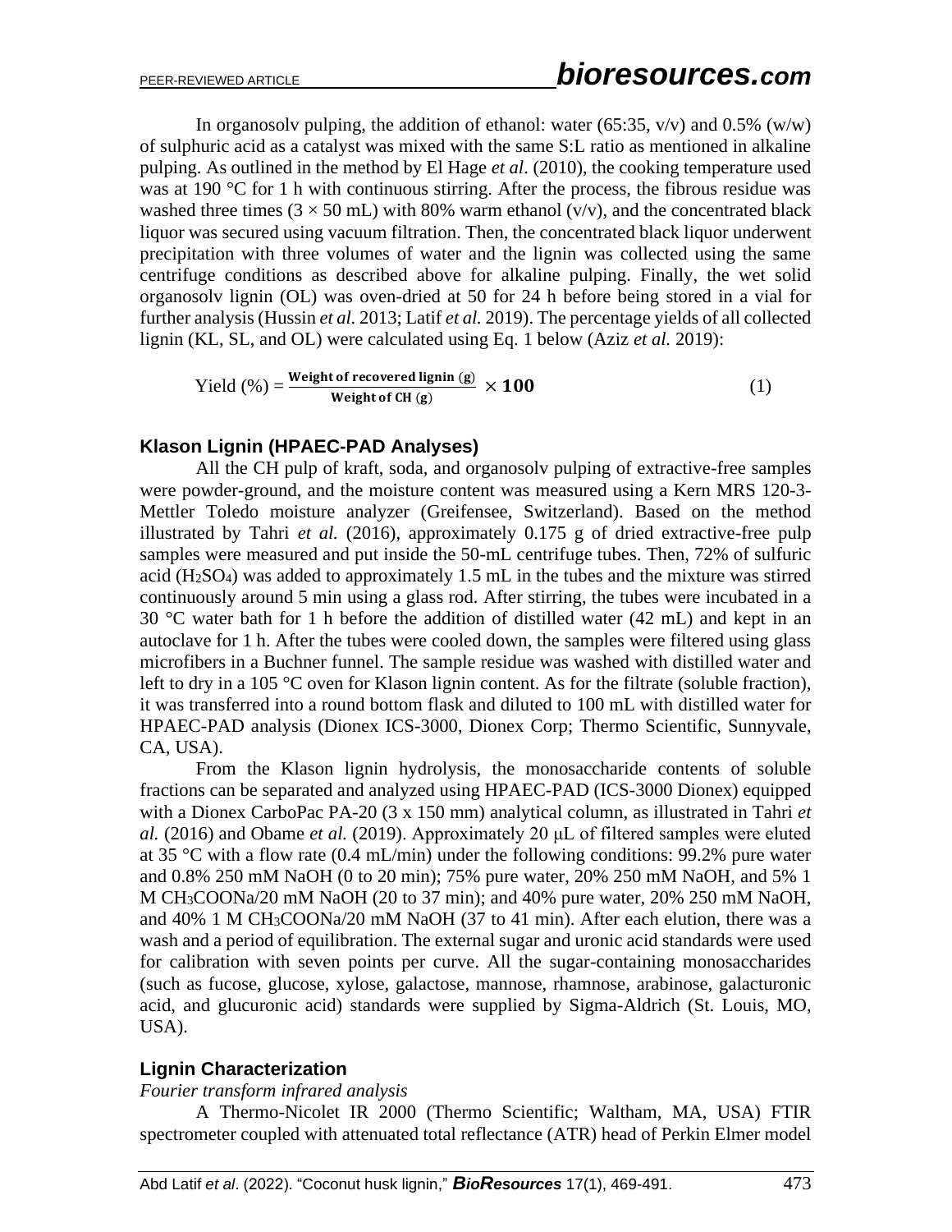In organosolv pulping, the addition of ethanol: water (65:35, v/v) and 0.5% (w/w) of sulphuric acid as a catalyst was mixed with the same S:L ratio as mentioned in alkaline pulping. As outlined in the method by El Hage *et al*. (2010), the cooking temperature used was at 190 °C for 1 h with continuous stirring. After the process, the fibrous residue was washed three times (3 × 50 mL) with 80% warm ethanol (v/v), and the concentrated black liquor was secured using vacuum filtration. Then, the concentrated black liquor underwent precipitation with three volumes of water and the lignin was collected using the same centrifuge conditions as described above for alkaline pulping. Finally, the wet solid organosolv lignin (OL) was oven-dried at 50 for 24 h before being stored in a vial for further analysis (Hussin *et al*. 2013; Latif *et al.* 2019). The percentage yields of all collected lignin (KL, SL, and OL) were calculated using Eq. 1 below (Aziz *et al.* 2019):

$$\text{Yield (\%)} = \frac{\textbf{Weight of recovered lignin (g)}}{\textbf{Weight of CH (g)}} \times \mathbf{100} \tag{1}$$

## Klason Lignin (HPAEC-PAD Analyses)

All the CH pulp of kraft, soda, and organosolv pulping of extractive-free samples were powder-ground, and the moisture content was measured using a Kern MRS 120-3-Mettler Toledo moisture analyzer (Greifensee, Switzerland). Based on the method illustrated by Tahri *et al.* (2016), approximately 0.175 g of dried extractive-free pulp samples were measured and put inside the 50-mL centrifuge tubes. Then, 72% of sulfuric acid ($H_2SO_4$) was added to approximately 1.5 mL in the tubes and the mixture was stirred continuously around 5 min using a glass rod. After stirring, the tubes were incubated in a 30 °C water bath for 1 h before the addition of distilled water (42 mL) and kept in an autoclave for 1 h. After the tubes were cooled down, the samples were filtered using glass microfibers in a Buchner funnel. The sample residue was washed with distilled water and left to dry in a 105 °C oven for Klason lignin content. As for the filtrate (soluble fraction), it was transferred into a round bottom flask and diluted to 100 mL with distilled water for HPAEC-PAD analysis (Dionex ICS-3000, Dionex Corp; Thermo Scientific, Sunnyvale, CA, USA).

From the Klason lignin hydrolysis, the monosaccharide contents of soluble fractions can be separated and analyzed using HPAEC-PAD (ICS-3000 Dionex) equipped with a Dionex CarboPac PA-20 (3 x 150 mm) analytical column, as illustrated in Tahri *et al.* (2016) and Obame *et al.* (2019). Approximately 20 μL of filtered samples were eluted at 35 °C with a flow rate (0.4 mL/min) under the following conditions: 99.2% pure water and 0.8% 250 mM NaOH (0 to 20 min); 75% pure water, 20% 250 mM NaOH, and 5% 1 M $CH_3COONa$/20 mM NaOH (20 to 37 min); and 40% pure water, 20% 250 mM NaOH, and 40% 1 M $CH_3COONa$/20 mM NaOH (37 to 41 min). After each elution, there was a wash and a period of equilibration. The external sugar and uronic acid standards were used for calibration with seven points per curve. All the sugar-containing monosaccharides (such as fucose, glucose, xylose, galactose, mannose, rhamnose, arabinose, galacturonic acid, and glucuronic acid) standards were supplied by Sigma-Aldrich (St. Louis, MO, USA).

## Lignin Characterization

*Fourier transform infrared analysis*

A Thermo-Nicolet IR 2000 (Thermo Scientific; Waltham, MA, USA) FTIR spectrometer coupled with attenuated total reflectance (ATR) head of Perkin Elmer model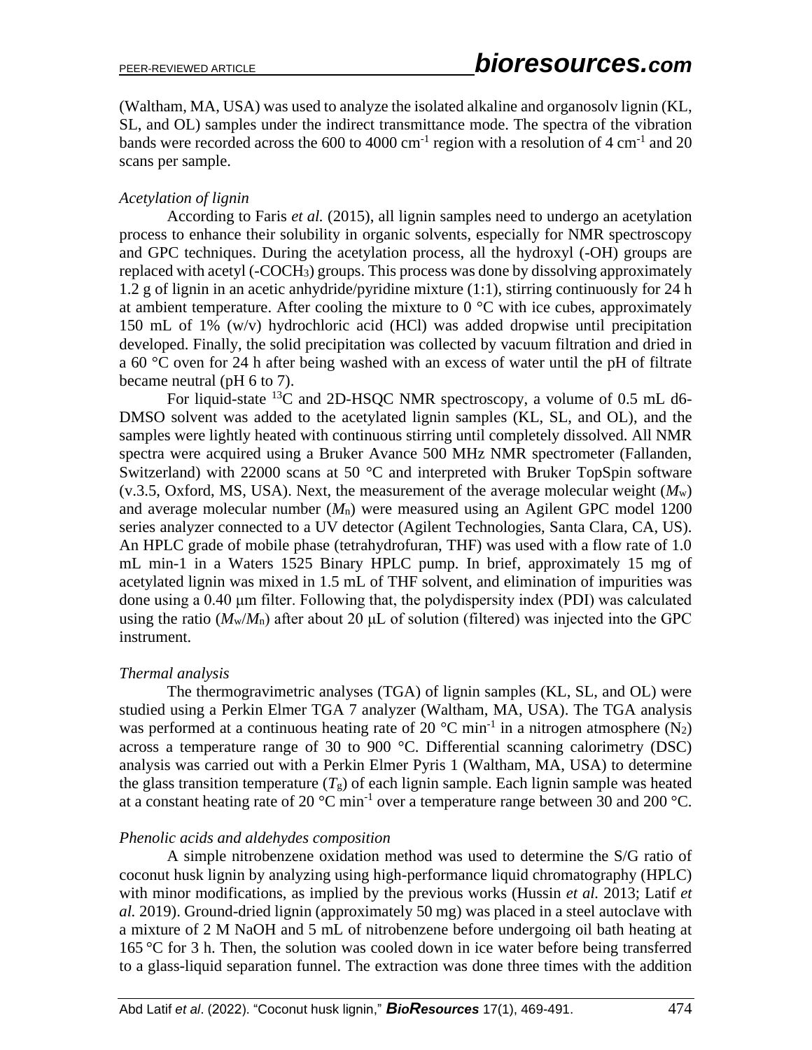(Waltham, MA, USA) was used to analyze the isolated alkaline and organosolv lignin (KL, SL, and OL) samples under the indirect transmittance mode. The spectra of the vibration bands were recorded across the 600 to 4000 $cm^{-1}$ region with a resolution of 4 $cm^{-1}$ and 20 scans per sample.

### *Acetylation of lignin*

According to Faris *et al.* (2015), all lignin samples need to undergo an acetylation process to enhance their solubility in organic solvents, especially for NMR spectroscopy and GPC techniques. During the acetylation process, all the hydroxyl (-OH) groups are replaced with acetyl ($-COCH_3$) groups. This process was done by dissolving approximately 1.2 g of lignin in an acetic anhydride/pyridine mixture (1:1), stirring continuously for 24 h at ambient temperature. After cooling the mixture to 0 °C with ice cubes, approximately 150 mL of 1% (w/v) hydrochloric acid (HCl) was added dropwise until precipitation developed. Finally, the solid precipitation was collected by vacuum filtration and dried in a 60 °C oven for 24 h after being washed with an excess of water until the pH of filtrate became neutral (pH 6 to 7).

For liquid-state $^{13}C$ and 2D-HSQC NMR spectroscopy, a volume of 0.5 mL d6-DMSO solvent was added to the acetylated lignin samples (KL, SL, and OL), and the samples were lightly heated with continuous stirring until completely dissolved. All NMR spectra were acquired using a Bruker Avance 500 MHz NMR spectrometer (Fallanden, Switzerland) with 22000 scans at 50 °C and interpreted with Bruker TopSpin software (v.3.5, Oxford, MS, USA). Next, the measurement of the average molecular weight ($M_w$) and average molecular number ($M_n$) were measured using an Agilent GPC model 1200 series analyzer connected to a UV detector (Agilent Technologies, Santa Clara, CA, US). An HPLC grade of mobile phase (tetrahydrofuran, THF) was used with a flow rate of 1.0 mL min-1 in a Waters 1525 Binary HPLC pump. In brief, approximately 15 mg of acetylated lignin was mixed in 1.5 mL of THF solvent, and elimination of impurities was done using a 0.40 μm filter. Following that, the polydispersity index (PDI) was calculated using the ratio ($M_w$/$M_n$) after about 20 μL of solution (filtered) was injected into the GPC instrument.

### *Thermal analysis*

The thermogravimetric analyses (TGA) of lignin samples (KL, SL, and OL) were studied using a Perkin Elmer TGA 7 analyzer (Waltham, MA, USA). The TGA analysis was performed at a continuous heating rate of 20 °C $min^{-1}$ in a nitrogen atmosphere ($N_2$) across a temperature range of 30 to 900 °C. Differential scanning calorimetry (DSC) analysis was carried out with a Perkin Elmer Pyris 1 (Waltham, MA, USA) to determine the glass transition temperature ($T_g$) of each lignin sample. Each lignin sample was heated at a constant heating rate of 20 °C $min^{-1}$ over a temperature range between 30 and 200 °C.

### *Phenolic acids and aldehydes composition*

A simple nitrobenzene oxidation method was used to determine the S/G ratio of coconut husk lignin by analyzing using high-performance liquid chromatography (HPLC) with minor modifications, as implied by the previous works (Hussin *et al.* 2013; Latif *et al.* 2019). Ground-dried lignin (approximately 50 mg) was placed in a steel autoclave with a mixture of 2 M NaOH and 5 mL of nitrobenzene before undergoing oil bath heating at 165 °C for 3 h. Then, the solution was cooled down in ice water before being transferred to a glass-liquid separation funnel. The extraction was done three times with the addition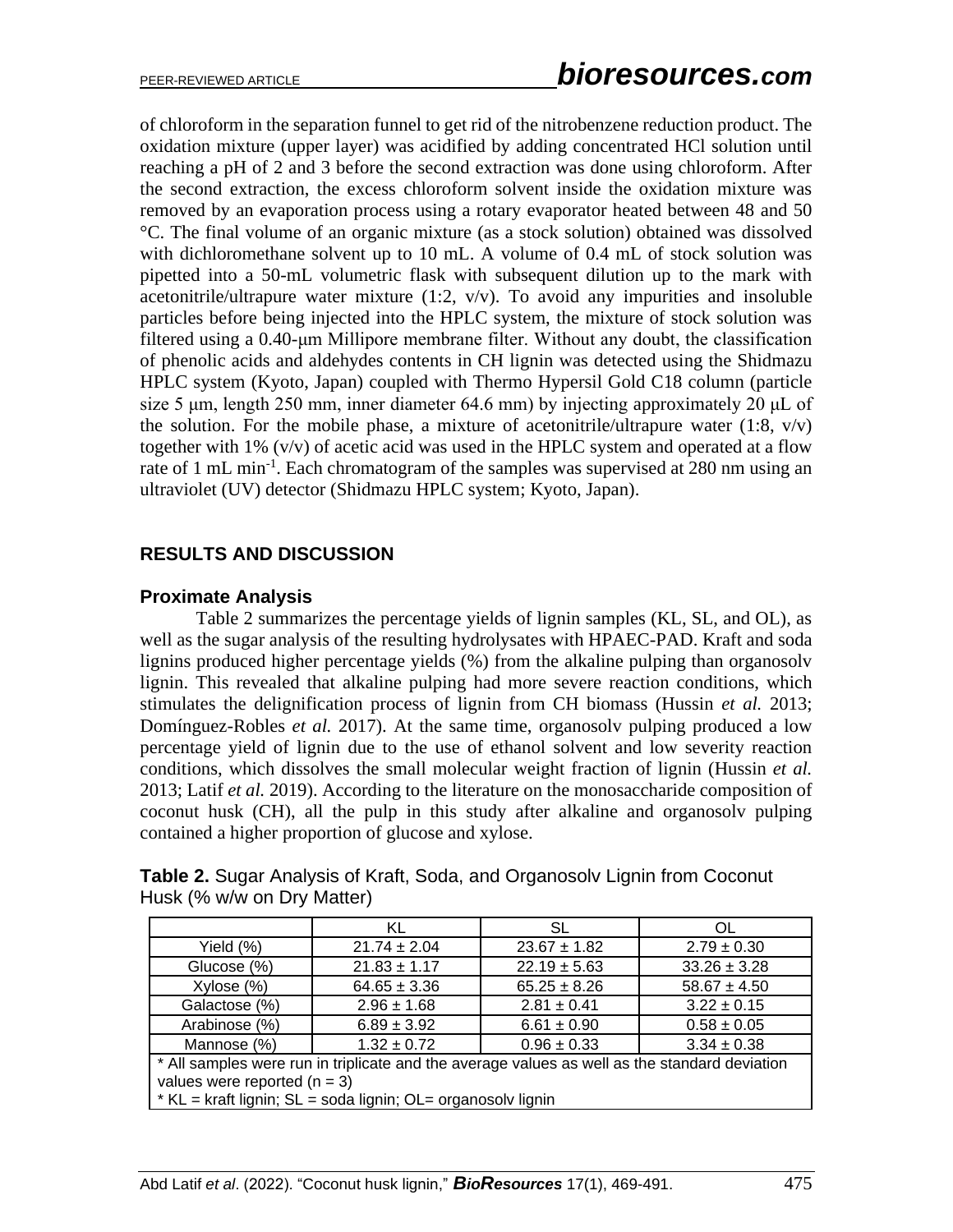of chloroform in the separation funnel to get rid of the nitrobenzene reduction product. The oxidation mixture (upper layer) was acidified by adding concentrated HCl solution until reaching a pH of 2 and 3 before the second extraction was done using chloroform. After the second extraction, the excess chloroform solvent inside the oxidation mixture was removed by an evaporation process using a rotary evaporator heated between 48 and 50 °C. The final volume of an organic mixture (as a stock solution) obtained was dissolved with dichloromethane solvent up to 10 mL. A volume of 0.4 mL of stock solution was pipetted into a 50-mL volumetric flask with subsequent dilution up to the mark with acetonitrile/ultrapure water mixture (1:2, v/v). To avoid any impurities and insoluble particles before being injected into the HPLC system, the mixture of stock solution was filtered using a 0.40-μm Millipore membrane filter. Without any doubt, the classification of phenolic acids and aldehydes contents in CH lignin was detected using the Shidmazu HPLC system (Kyoto, Japan) coupled with Thermo Hypersil Gold C18 column (particle size 5 μm, length 250 mm, inner diameter 64.6 mm) by injecting approximately 20 μL of the solution. For the mobile phase, a mixture of acetonitrile/ultrapure water (1:8, v/v) together with 1% (v/v) of acetic acid was used in the HPLC system and operated at a flow rate of 1 mL $min^{-1}$. Each chromatogram of the samples was supervised at 280 nm using an ultraviolet (UV) detector (Shidmazu HPLC system; Kyoto, Japan).

## RESULTS AND DISCUSSION

### Proximate Analysis

Table 2 summarizes the percentage yields of lignin samples (KL, SL, and OL), as well as the sugar analysis of the resulting hydrolysates with HPAEC-PAD. Kraft and soda lignins produced higher percentage yields (%) from the alkaline pulping than organosolv lignin. This revealed that alkaline pulping had more severe reaction conditions, which stimulates the delignification process of lignin from CH biomass (Hussin *et al.* 2013; Domínguez-Robles *et al.* 2017). At the same time, organosolv pulping produced a low percentage yield of lignin due to the use of ethanol solvent and low severity reaction conditions, which dissolves the small molecular weight fraction of lignin (Hussin *et al.* 2013; Latif *et al.* 2019). According to the literature on the monosaccharide composition of coconut husk (CH), all the pulp in this study after alkaline and organosolv pulping contained a higher proportion of glucose and xylose.

**Table 2.** Sugar Analysis of Kraft, Soda, and Organosolv Lignin from Coconut Husk (% w/w on Dry Matter)

| | KL | SL | OL |
|---|---|---|---|
| Yield (%) | 21.74 ± 2.04 | 23.67 ± 1.82 | 2.79 ± 0.30 |
| Glucose (%) | 21.83 ± 1.17 | 22.19 ± 5.63 | 33.26 ± 3.28 |
| Xylose (%) | 64.65 ± 3.36 | 65.25 ± 8.26 | 58.67 ± 4.50 |
| Galactose (%) | 2.96 ± 1.68 | 2.81 ± 0.41 | 3.22 ± 0.15 |
| Arabinose (%) | 6.89 ± 3.92 | 6.61 ± 0.90 | 0.58 ± 0.05 |
| Mannose (%) | 1.32 ± 0.72 | 0.96 ± 0.33 | 3.34 ± 0.38 |

\* All samples were run in triplicate and the average values as well as the standard deviation values were reported (n = 3)
\* KL = kraft lignin; SL = soda lignin; OL= organosolv lignin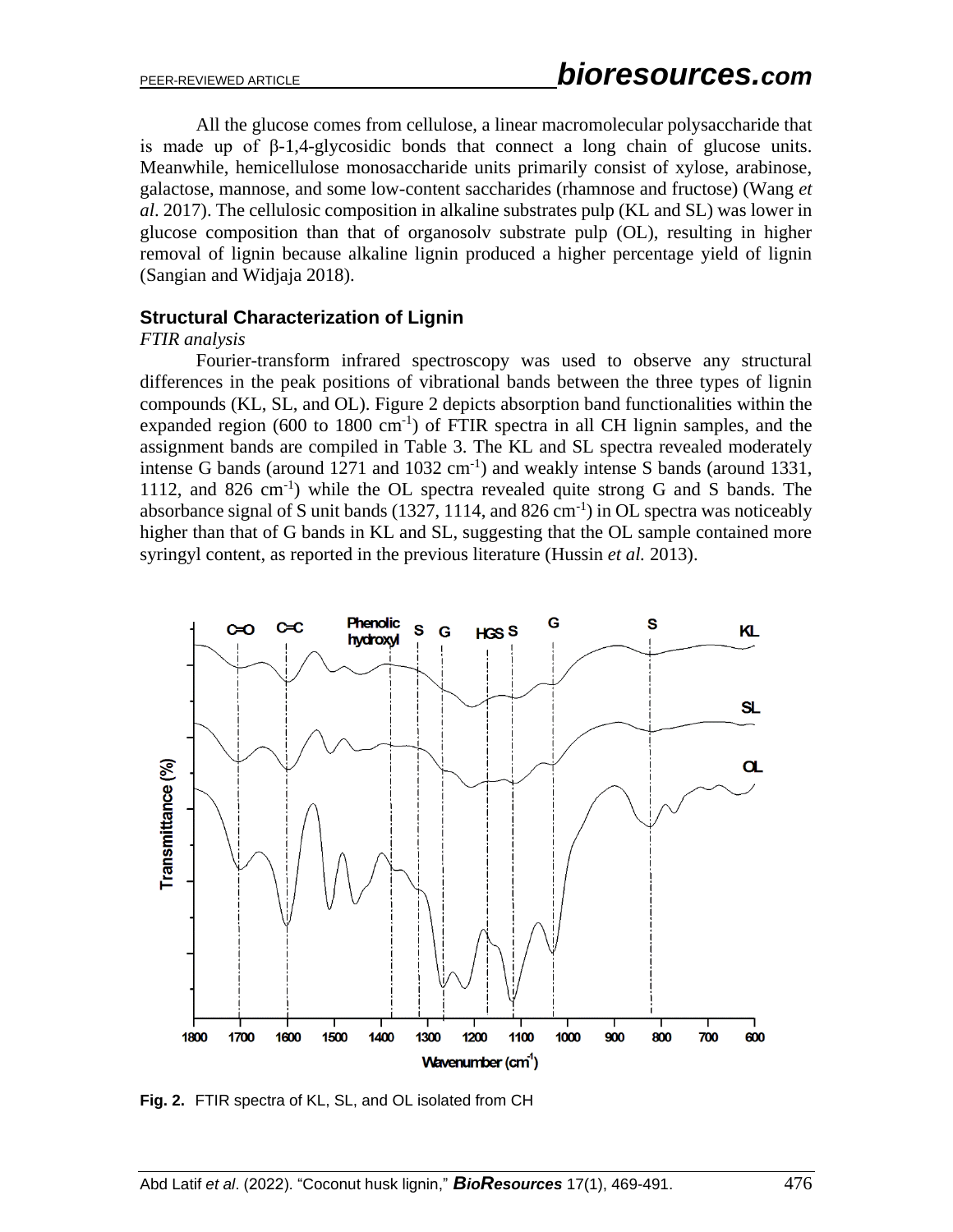All the glucose comes from cellulose, a linear macromolecular polysaccharide that is made up of β-1,4-glycosidic bonds that connect a long chain of glucose units. Meanwhile, hemicellulose monosaccharide units primarily consist of xylose, arabinose, galactose, mannose, and some low-content saccharides (rhamnose and fructose) (Wang *et al*. 2017). The cellulosic composition in alkaline substrates pulp (KL and SL) was lower in glucose composition than that of organosolv substrate pulp (OL), resulting in higher removal of lignin because alkaline lignin produced a higher percentage yield of lignin (Sangian and Widjaja 2018).

## Structural Characterization of Lignin

*FTIR analysis*

Fourier-transform infrared spectroscopy was used to observe any structural differences in the peak positions of vibrational bands between the three types of lignin compounds (KL, SL, and OL). Figure 2 depicts absorption band functionalities within the expanded region (600 to 1800 $cm^{-1}$) of FTIR spectra in all CH lignin samples, and the assignment bands are compiled in Table 3. The KL and SL spectra revealed moderately intense G bands (around 1271 and 1032 $cm^{-1}$) and weakly intense S bands (around 1331, 1112, and 826 $cm^{-1}$) while the OL spectra revealed quite strong G and S bands. The absorbance signal of S unit bands (1327, 1114, and 826 $cm^{-1}$) in OL spectra was noticeably higher than that of G bands in KL and SL, suggesting that the OL sample contained more syringyl content, as reported in the previous literature (Hussin *et al.* 2013).

**Fig. 2.** FTIR spectra of KL, SL, and OL isolated from CH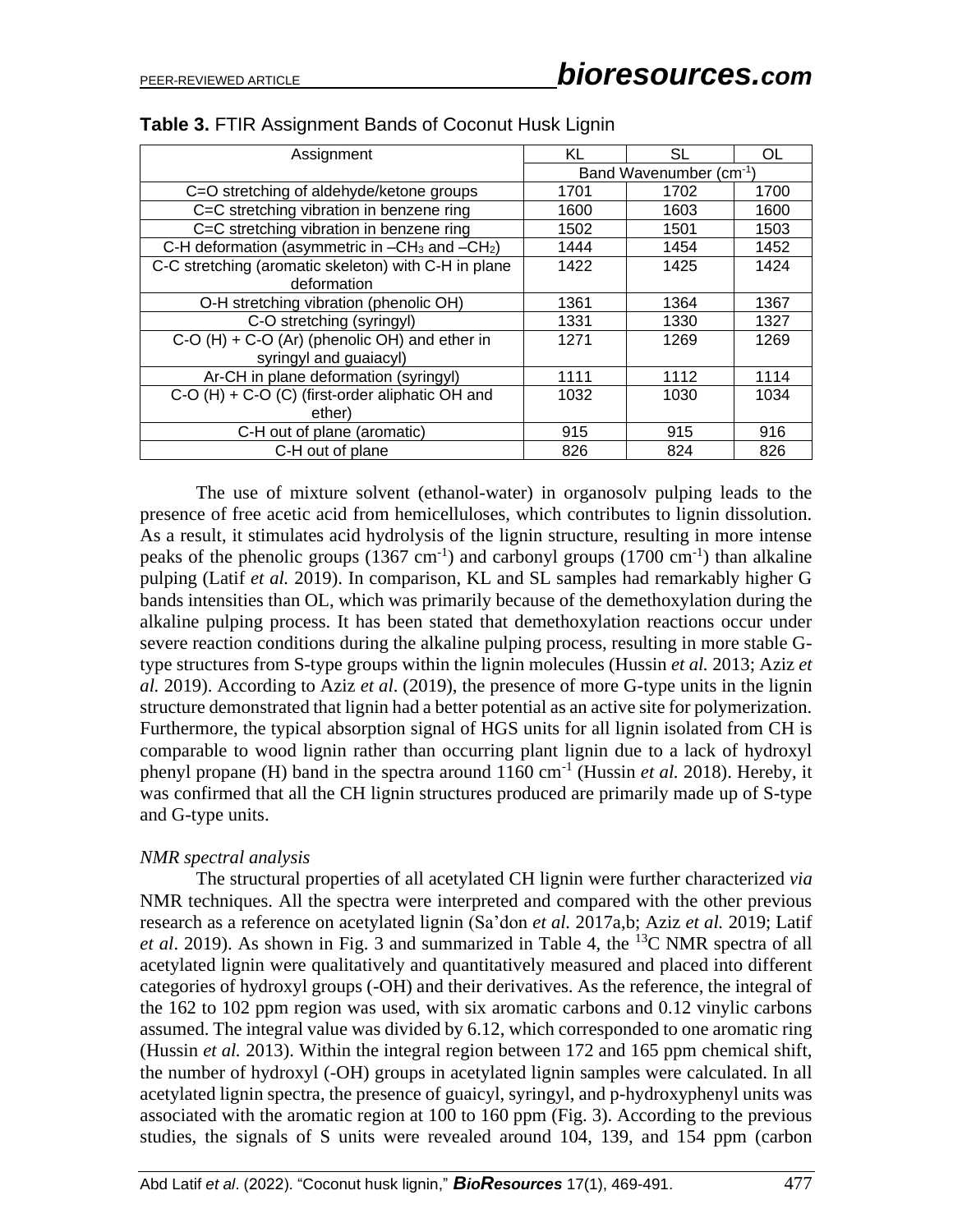**Table 3.** FTIR Assignment Bands of Coconut Husk Lignin

| Assignment | KL | SL | OL |
|---|---|---|---|
| | Band Wavenumber ($cm^{-1}$) | | |
| C=O stretching of aldehyde/ketone groups | 1701 | 1702 | 1700 |
| C=C stretching vibration in benzene ring | 1600 | 1603 | 1600 |
| C=C stretching vibration in benzene ring | 1502 | 1501 | 1503 |
| C-H deformation (asymmetric in $–CH_3$ and $–CH_2$) | 1444 | 1454 | 1452 |
| C-C stretching (aromatic skeleton) with C-H in plane deformation | 1422 | 1425 | 1424 |
| O-H stretching vibration (phenolic OH) | 1361 | 1364 | 1367 |
| C-O stretching (syringyl) | 1331 | 1330 | 1327 |
| C-O (H) + C-O (Ar) (phenolic OH) and ether in syringyl and guaiacyl) | 1271 | 1269 | 1269 |
| Ar-CH in plane deformation (syringyl) | 1111 | 1112 | 1114 |
| C-O (H) + C-O (C) (first-order aliphatic OH and ether) | 1032 | 1030 | 1034 |
| C-H out of plane (aromatic) | 915 | 915 | 916 |
| C-H out of plane | 826 | 824 | 826 |

The use of mixture solvent (ethanol-water) in organosolv pulping leads to the presence of free acetic acid from hemicelluloses, which contributes to lignin dissolution. As a result, it stimulates acid hydrolysis of the lignin structure, resulting in more intense peaks of the phenolic groups (1367 $cm^{-1}$) and carbonyl groups (1700 $cm^{-1}$) than alkaline pulping (Latif *et al.* 2019). In comparison, KL and SL samples had remarkably higher G bands intensities than OL, which was primarily because of the demethoxylation during the alkaline pulping process. It has been stated that demethoxylation reactions occur under severe reaction conditions during the alkaline pulping process, resulting in more stable G-type structures from S-type groups within the lignin molecules (Hussin *et al.* 2013; Aziz *et al.* 2019). According to Aziz *et al*. (2019), the presence of more G-type units in the lignin structure demonstrated that lignin had a better potential as an active site for polymerization. Furthermore, the typical absorption signal of HGS units for all lignin isolated from CH is comparable to wood lignin rather than occurring plant lignin due to a lack of hydroxyl phenyl propane (H) band in the spectra around 1160 $cm^{-1}$ (Hussin *et al.* 2018). Hereby, it was confirmed that all the CH lignin structures produced are primarily made up of S-type and G-type units.

*NMR spectral analysis*

The structural properties of all acetylated CH lignin were further characterized *via* NMR techniques. All the spectra were interpreted and compared with the other previous research as a reference on acetylated lignin (Sa'don *et al.* 2017a,b; Aziz *et al.* 2019; Latif *et al*. 2019). As shown in Fig. 3 and summarized in Table 4, the $^{13}C$ NMR spectra of all acetylated lignin were qualitatively and quantitatively measured and placed into different categories of hydroxyl groups (-OH) and their derivatives. As the reference, the integral of the 162 to 102 ppm region was used, with six aromatic carbons and 0.12 vinylic carbons assumed. The integral value was divided by 6.12, which corresponded to one aromatic ring (Hussin *et al.* 2013). Within the integral region between 172 and 165 ppm chemical shift, the number of hydroxyl (-OH) groups in acetylated lignin samples were calculated. In all acetylated lignin spectra, the presence of guaicyl, syringyl, and p-hydroxyphenyl units was associated with the aromatic region at 100 to 160 ppm (Fig. 3). According to the previous studies, the signals of S units were revealed around 104, 139, and 154 ppm (carbon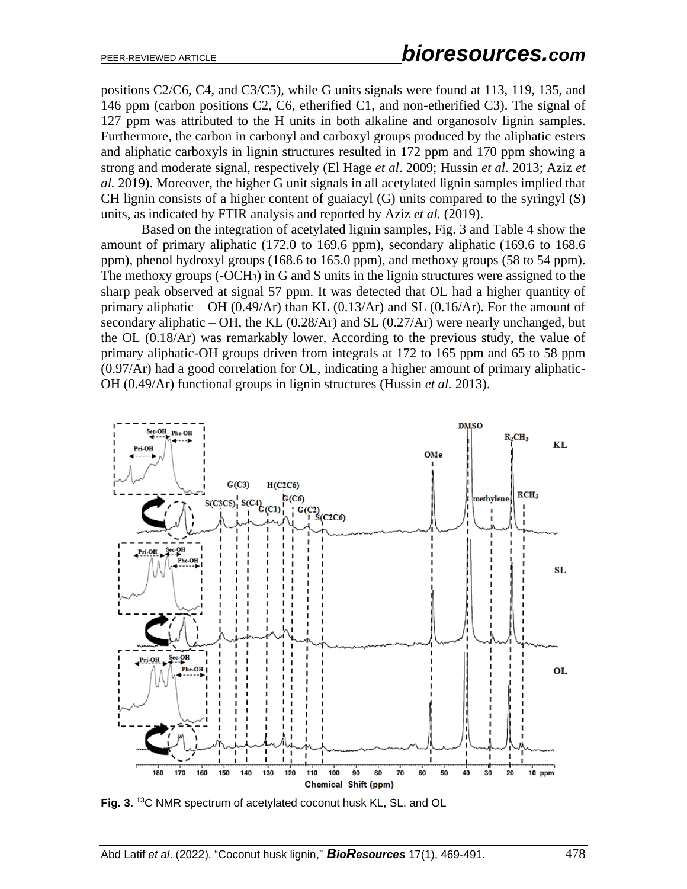positions C2/C6, C4, and C3/C5), while G units signals were found at 113, 119, 135, and 146 ppm (carbon positions C2, C6, etherified C1, and non-etherified C3). The signal of 127 ppm was attributed to the H units in both alkaline and organosolv lignin samples. Furthermore, the carbon in carbonyl and carboxyl groups produced by the aliphatic esters and aliphatic carboxyls in lignin structures resulted in 172 ppm and 170 ppm showing a strong and moderate signal, respectively (El Hage *et al*. 2009; Hussin *et al.* 2013; Aziz *et al.* 2019). Moreover, the higher G unit signals in all acetylated lignin samples implied that CH lignin consists of a higher content of guaiacyl (G) units compared to the syringyl (S) units, as indicated by FTIR analysis and reported by Aziz *et al.* (2019).

Based on the integration of acetylated lignin samples, Fig. 3 and Table 4 show the amount of primary aliphatic (172.0 to 169.6 ppm), secondary aliphatic (169.6 to 168.6 ppm), phenol hydroxyl groups (168.6 to 165.0 ppm), and methoxy groups (58 to 54 ppm). The methoxy groups (-$OCH_3$) in G and S units in the lignin structures were assigned to the sharp peak observed at signal 57 ppm. It was detected that OL had a higher quantity of primary aliphatic – OH (0.49/Ar) than KL (0.13/Ar) and SL (0.16/Ar). For the amount of secondary aliphatic – OH, the KL (0.28/Ar) and SL (0.27/Ar) were nearly unchanged, but the OL (0.18/Ar) was remarkably lower. According to the previous study, the value of primary aliphatic-OH groups driven from integrals at 172 to 165 ppm and 65 to 58 ppm (0.97/Ar) had a good correlation for OL, indicating a higher amount of primary aliphatic-OH (0.49/Ar) functional groups in lignin structures (Hussin *et al.* 2013).

**Fig. 3.** $^{13}C$ NMR spectrum of acetylated coconut husk KL, SL, and OL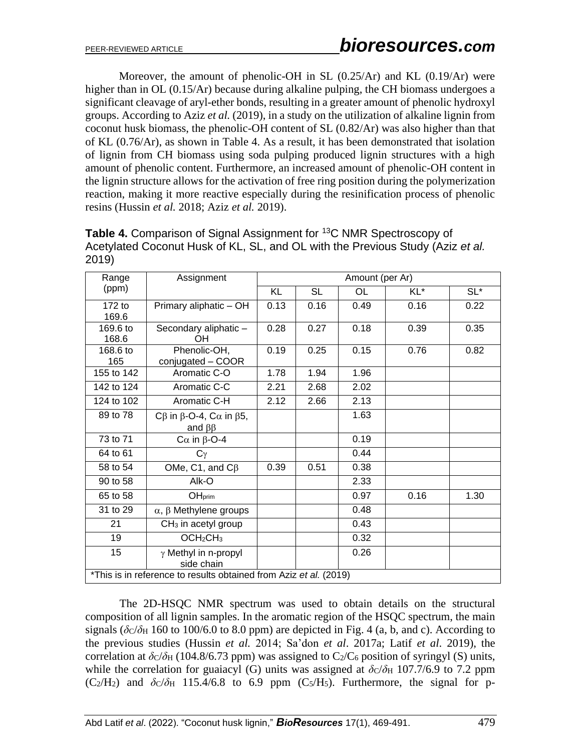Moreover, the amount of phenolic-OH in SL (0.25/Ar) and KL (0.19/Ar) were higher than in OL (0.15/Ar) because during alkaline pulping, the CH biomass undergoes a significant cleavage of aryl-ether bonds, resulting in a greater amount of phenolic hydroxyl groups. According to Aziz *et al.* (2019), in a study on the utilization of alkaline lignin from coconut husk biomass, the phenolic-OH content of SL (0.82/Ar) was also higher than that of KL (0.76/Ar), as shown in Table 4. As a result, it has been demonstrated that isolation of lignin from CH biomass using soda pulping produced lignin structures with a high amount of phenolic content. Furthermore, an increased amount of phenolic-OH content in the lignin structure allows for the activation of free ring position during the polymerization reaction, making it more reactive especially during the resinification process of phenolic resins (Hussin *et al.* 2018; Aziz *et al.* 2019).

**Table 4.** Comparison of Signal Assignment for $^{13}$C NMR Spectroscopy of Acetylated Coconut Husk of KL, SL, and OL with the Previous Study (Aziz *et al.* 2019)

| Range (ppm) | Assignment | Amount (per Ar) | | | | |
|---|---|---|---|---|---|---|
| | | KL | SL | OL | KL* | SL* |
| 172 to 169.6 | Primary aliphatic – OH | 0.13 | 0.16 | 0.49 | 0.16 | 0.22 |
| 169.6 to 168.6 | Secondary aliphatic – OH | 0.28 | 0.27 | 0.18 | 0.39 | 0.35 |
| 168.6 to 165 | Phenolic-OH, conjugated – COOR | 0.19 | 0.25 | 0.15 | 0.76 | 0.82 |
| 155 to 142 | Aromatic C-O | 1.78 | 1.94 | 1.96 | | |
| 142 to 124 | Aromatic C-C | 2.21 | 2.68 | 2.02 | | |
| 124 to 102 | Aromatic C-H | 2.12 | 2.66 | 2.13 | | |
| 89 to 78 | Cβ in β-O-4, Cα in β5, and ββ | | | 1.63 | | |
| 73 to 71 | Cα in β-O-4 | | | 0.19 | | |
| 64 to 61 | Cγ | | | 0.44 | | |
| 58 to 54 | OMe, C1, and Cβ | 0.39 | 0.51 | 0.38 | | |
| 90 to 58 | Alk-O | | | 2.33 | | |
| 65 to 58 | $OH_{prim}$ | | | 0.97 | 0.16 | 1.30 |
| 31 to 29 | α, β Methylene groups | | | 0.48 | | |
| 21 | $CH_3$ in acetyl group | | | 0.43 | | |
| 19 | $OCH_2CH_3$ | | | 0.32 | | |
| 15 | γ Methyl in n-propyl side chain | | | 0.26 | | |

*This is in reference to results obtained from Aziz *et al.* (2019)

The 2D-HSQC NMR spectrum was used to obtain details on the structural composition of all lignin samples. In the aromatic region of the HSQC spectrum, the main signals ($\delta_C/\delta_H$ 160 to 100/6.0 to 8.0 ppm) are depicted in Fig. 4 (a, b, and c). According to the previous studies (Hussin *et al.* 2014; Sa'don *et al*. 2017a; Latif *et al*. 2019), the correlation at $\delta_C/\delta_H$ (104.8/6.73 ppm) was assigned to $C_2/C_6$ position of syringyl (S) units, while the correlation for guaiacyl (G) units was assigned at $\delta_C/\delta_H$ 107.7/6.9 to 7.2 ppm ($C_2/H_2$) and $\delta_C/\delta_H$ 115.4/6.8 to 6.9 ppm ($C_5/H_5$). Furthermore, the signal for p-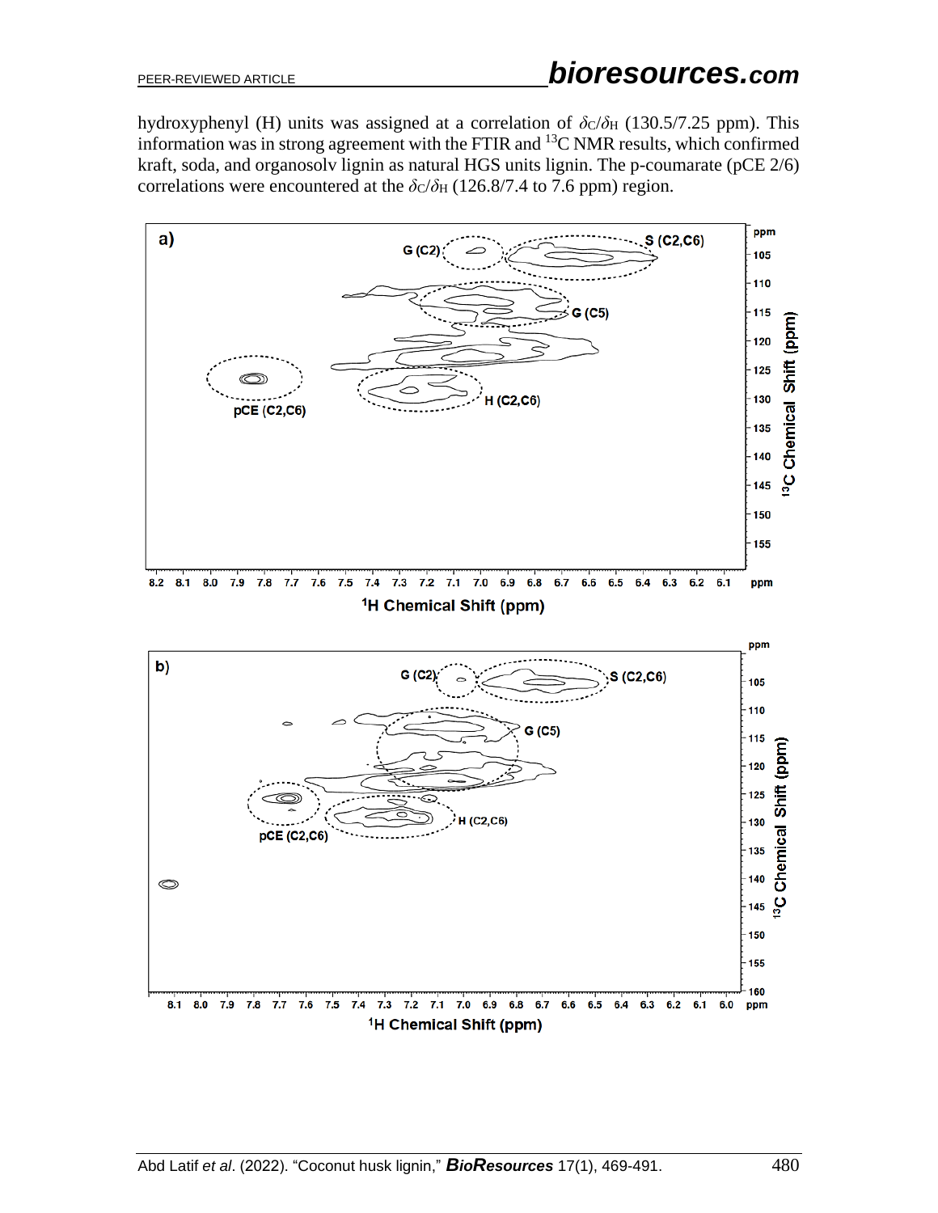hydroxyphenyl (H) units was assigned at a correlation of $\delta_C/\delta_H$ (130.5/7.25 ppm). This information was in strong agreement with the FTIR and $^{13}C$ NMR results, which confirmed kraft, soda, and organosolv lignin as natural HGS units lignin. The p-coumarate (pCE 2/6) correlations were encountered at the $\delta_C/\delta_H$ (126.8/7.4 to 7.6 ppm) region.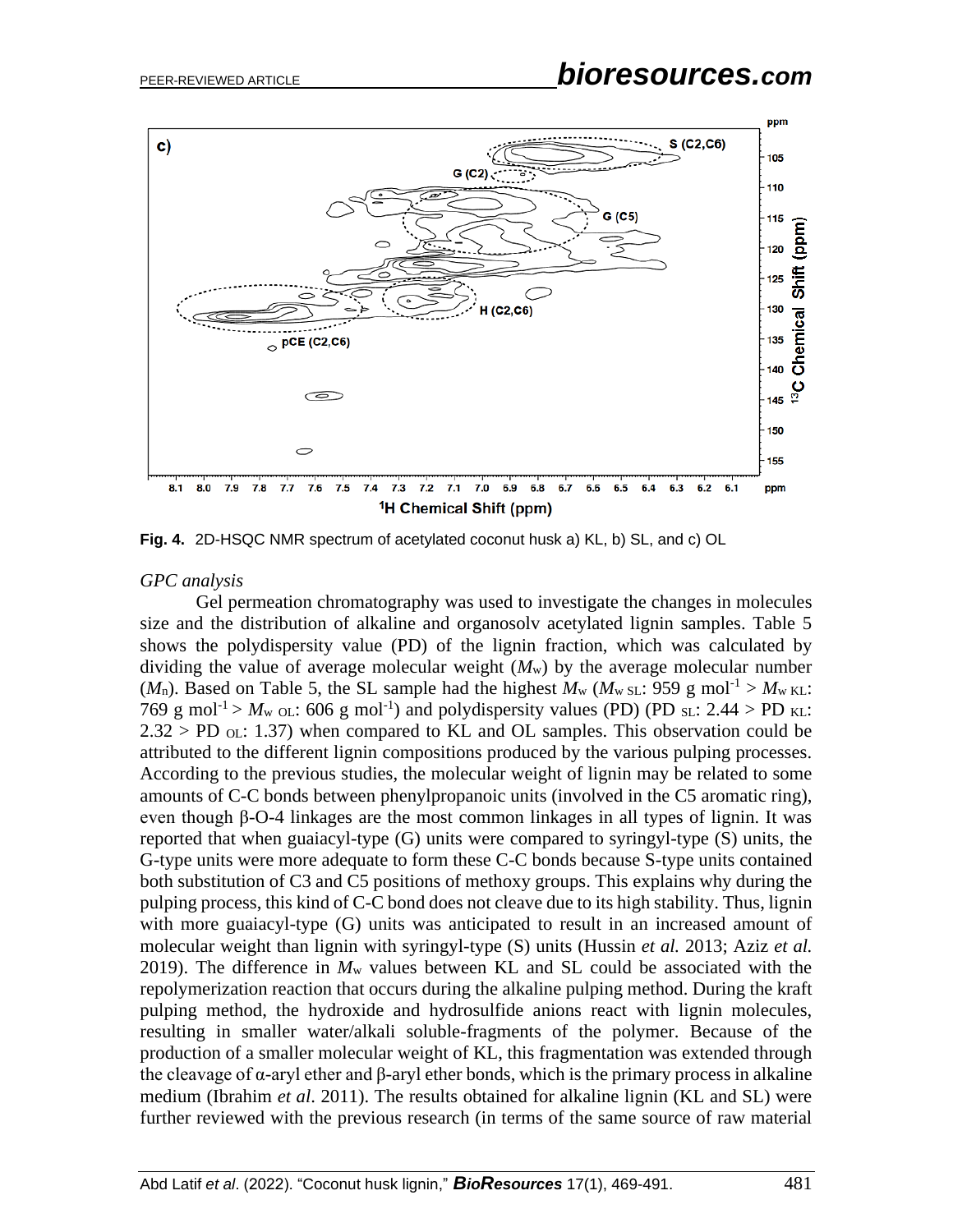**Fig. 4.** 2D-HSQC NMR spectrum of acetylated coconut husk a) KL, b) SL, and c) OL

*GPC analysis*

Gel permeation chromatography was used to investigate the changes in molecules size and the distribution of alkaline and organosolv acetylated lignin samples. Table 5 shows the polydispersity value (PD) of the lignin fraction, which was calculated by dividing the value of average molecular weight ($M_w$) by the average molecular number ($M_n$). Based on Table 5, the SL sample had the highest $M_w$ ($M_{w\ SL}$: 959 g mol$^{-1}$ > $M_{w\ KL}$: 769 g mol$^{-1}$ > $M_{w\ OL}$: 606 g mol$^{-1}$) and polydispersity values (PD) (PD $_{SL}$: 2.44 > PD $_{KL}$: 2.32 > PD $_{OL}$: 1.37) when compared to KL and OL samples. This observation could be attributed to the different lignin compositions produced by the various pulping processes. According to the previous studies, the molecular weight of lignin may be related to some amounts of C-C bonds between phenylpropanoic units (involved in the C5 aromatic ring), even though β-O-4 linkages are the most common linkages in all types of lignin. It was reported that when guaiacyl-type (G) units were compared to syringyl-type (S) units, the G-type units were more adequate to form these C-C bonds because S-type units contained both substitution of C3 and C5 positions of methoxy groups. This explains why during the pulping process, this kind of C-C bond does not cleave due to its high stability. Thus, lignin with more guaiacyl-type (G) units was anticipated to result in an increased amount of molecular weight than lignin with syringyl-type (S) units (Hussin *et al.* 2013; Aziz *et al.* 2019). The difference in $M_w$ values between KL and SL could be associated with the repolymerization reaction that occurs during the alkaline pulping method. During the kraft pulping method, the hydroxide and hydrosulfide anions react with lignin molecules, resulting in smaller water/alkali soluble-fragments of the polymer. Because of the production of a smaller molecular weight of KL, this fragmentation was extended through the cleavage of α-aryl ether and β-aryl ether bonds, which is the primary process in alkaline medium (Ibrahim *et al*. 2011). The results obtained for alkaline lignin (KL and SL) were further reviewed with the previous research (in terms of the same source of raw material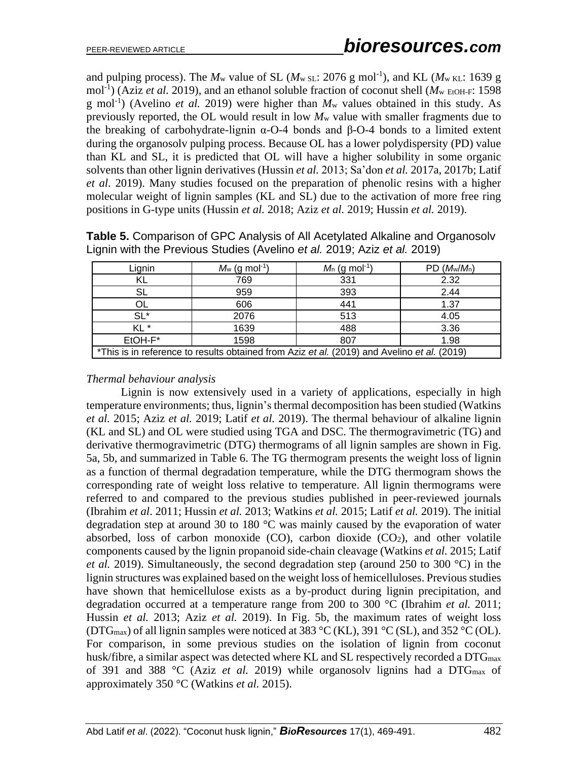and pulping process). The $M_w$ value of SL ($M_{w\ SL}$: 2076 g mol$^{-1}$), and KL ($M_{w\ KL}$: 1639 g mol$^{-1}$) (Aziz *et al.* 2019), and an ethanol soluble fraction of coconut shell ($M_{w\ EtOH\text{-}F}$: 1598 g mol$^{-1}$) (Avelino *et al.* 2019) were higher than $M_w$ values obtained in this study. As previously reported, the OL would result in low $M_w$ value with smaller fragments due to the breaking of carbohydrate-lignin α-O-4 bonds and β-O-4 bonds to a limited extent during the organosolv pulping process. Because OL has a lower polydispersity (PD) value than KL and SL, it is predicted that OL will have a higher solubility in some organic solvents than other lignin derivatives (Hussin *et al.* 2013; Sa'don *et al.* 2017a, 2017b; Latif *et al*. 2019). Many studies focused on the preparation of phenolic resins with a higher molecular weight of lignin samples (KL and SL) due to the activation of more free ring positions in G-type units (Hussin *et al.* 2018; Aziz *et al.* 2019; Hussin *et al.* 2019).

**Table 5.** Comparison of GPC Analysis of All Acetylated Alkaline and Organosolv Lignin with the Previous Studies (Avelino *et al.* 2019; Aziz *et al.* 2019)

| Lignin | $M_w$ (g mol$^{-1}$) | $M_n$ (g mol$^{-1}$) | PD ($M_w$/$M_n$) |
|---|---|---|---|
| KL | 769 | 331 | 2.32 |
| SL | 959 | 393 | 2.44 |
| OL | 606 | 441 | 1.37 |
| SL* | 2076 | 513 | 4.05 |
| KL * | 1639 | 488 | 3.36 |
| EtOH-F* | 1598 | 807 | 1.98 |
| *This is in reference to results obtained from Aziz *et al.* (2019) and Avelino *et al.* (2019) | | | |

*Thermal behaviour analysis*

Lignin is now extensively used in a variety of applications, especially in high temperature environments; thus, lignin's thermal decomposition has been studied (Watkins *et al.* 2015; Aziz *et al.* 2019; Latif *et al.* 2019). The thermal behaviour of alkaline lignin (KL and SL) and OL were studied using TGA and DSC. The thermogravimetric (TG) and derivative thermogravimetric (DTG) thermograms of all lignin samples are shown in Fig. 5a, 5b, and summarized in Table 6. The TG thermogram presents the weight loss of lignin as a function of thermal degradation temperature, while the DTG thermogram shows the corresponding rate of weight loss relative to temperature. All lignin thermograms were referred to and compared to the previous studies published in peer-reviewed journals (Ibrahim *et al*. 2011; Hussin *et al.* 2013; Watkins *et al.* 2015; Latif *et al.* 2019). The initial degradation step at around 30 to 180 °C was mainly caused by the evaporation of water absorbed, loss of carbon monoxide (CO), carbon dioxide ($CO_2$), and other volatile components caused by the lignin propanoid side-chain cleavage (Watkins *et al.* 2015; Latif *et al.* 2019). Simultaneously, the second degradation step (around 250 to 300 °C) in the lignin structures was explained based on the weight loss of hemicelluloses. Previous studies have shown that hemicellulose exists as a by-product during lignin precipitation, and degradation occurred at a temperature range from 200 to 300 °C (Ibrahim *et al.* 2011; Hussin *et al.* 2013; Aziz *et al.* 2019). In Fig. 5b, the maximum rates of weight loss ($DTG_{max}$) of all lignin samples were noticed at 383 °C (KL), 391 °C (SL), and 352 °C (OL). For comparison, in some previous studies on the isolation of lignin from coconut husk/fibre, a similar aspect was detected where KL and SL respectively recorded a $DTG_{max}$ of 391 and 388 °C (Aziz *et al.* 2019) while organosolv lignins had a $DTG_{max}$ of approximately 350 °C (Watkins *et al.* 2015).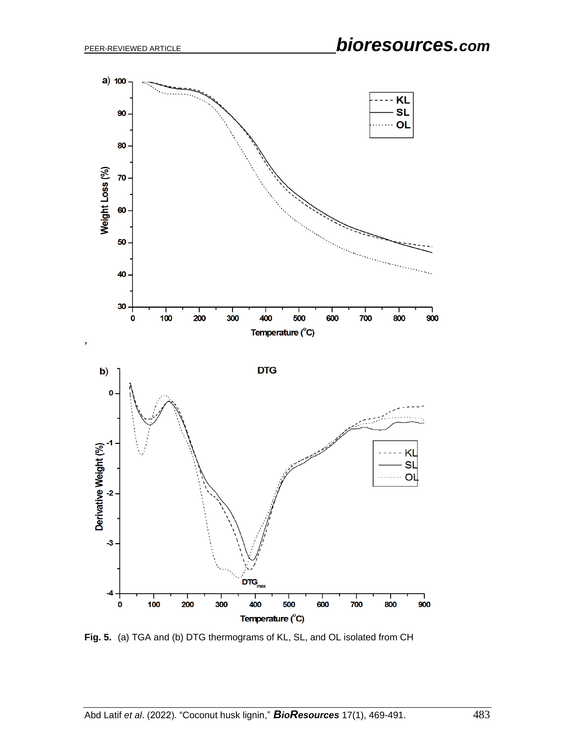Fig. 5. (a) TGA and (b) DTG thermograms of KL, SL, and OL isolated from CH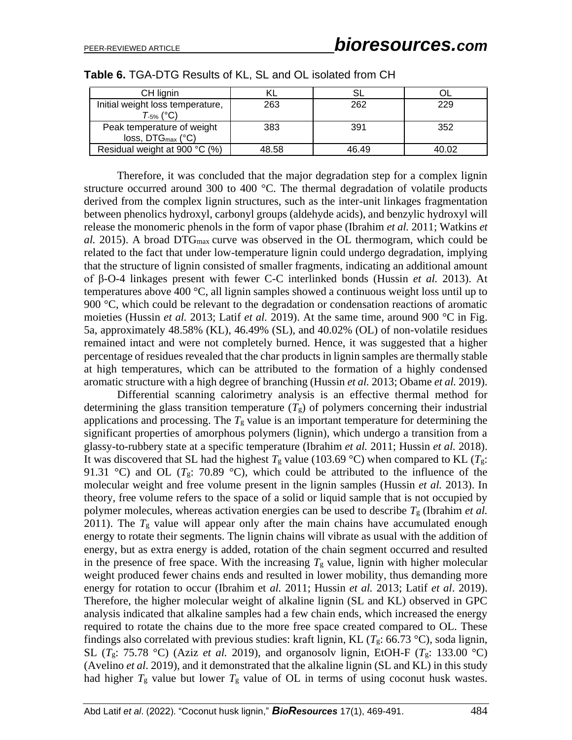**Table 6.** TGA-DTG Results of KL, SL and OL isolated from CH

| CH lignin | KL | SL | OL |
|---|---|---|---|
| Initial weight loss temperature, $T_{-5\%}$ (°C) | 263 | 262 | 229 |
| Peak temperature of weight loss, $DTG_{max}$ (°C) | 383 | 391 | 352 |
| Residual weight at 900 °C (%) | 48.58 | 46.49 | 40.02 |

Therefore, it was concluded that the major degradation step for a complex lignin structure occurred around 300 to 400 °C. The thermal degradation of volatile products derived from the complex lignin structures, such as the inter-unit linkages fragmentation between phenolics hydroxyl, carbonyl groups (aldehyde acids), and benzylic hydroxyl will release the monomeric phenols in the form of vapor phase (Ibrahim *et al.* 2011; Watkins *et al.* 2015). A broad $DTG_{max}$ curve was observed in the OL thermogram, which could be related to the fact that under low-temperature lignin could undergo degradation, implying that the structure of lignin consisted of smaller fragments, indicating an additional amount of β-O-4 linkages present with fewer C-C interlinked bonds (Hussin *et al.* 2013). At temperatures above 400 °C, all lignin samples showed a continuous weight loss until up to 900 °C, which could be relevant to the degradation or condensation reactions of aromatic moieties (Hussin *et al.* 2013; Latif *et al.* 2019). At the same time, around 900 °C in Fig. 5a, approximately 48.58% (KL), 46.49% (SL), and 40.02% (OL) of non-volatile residues remained intact and were not completely burned. Hence, it was suggested that a higher percentage of residues revealed that the char products in lignin samples are thermally stable at high temperatures, which can be attributed to the formation of a highly condensed aromatic structure with a high degree of branching (Hussin *et al.* 2013; Obame *et al.* 2019).

Differential scanning calorimetry analysis is an effective thermal method for determining the glass transition temperature ($T_g$) of polymers concerning their industrial applications and processing. The $T_g$ value is an important temperature for determining the significant properties of amorphous polymers (lignin), which undergo a transition from a glassy-to-rubbery state at a specific temperature (Ibrahim *et al.* 2011; Hussin *et al.* 2018). It was discovered that SL had the highest $T_g$ value (103.69 °C) when compared to KL ($T_g$: 91.31 °C) and OL ($T_g$: 70.89 °C), which could be attributed to the influence of the molecular weight and free volume present in the lignin samples (Hussin *et al.* 2013). In theory, free volume refers to the space of a solid or liquid sample that is not occupied by polymer molecules, whereas activation energies can be used to describe $T_g$ (Ibrahim *et al.* 2011). The $T_g$ value will appear only after the main chains have accumulated enough energy to rotate their segments. The lignin chains will vibrate as usual with the addition of energy, but as extra energy is added, rotation of the chain segment occurred and resulted in the presence of free space. With the increasing $T_g$ value, lignin with higher molecular weight produced fewer chains ends and resulted in lower mobility, thus demanding more energy for rotation to occur (Ibrahim et *al.* 2011; Hussin *et al.* 2013; Latif *et al*. 2019). Therefore, the higher molecular weight of alkaline lignin (SL and KL) observed in GPC analysis indicated that alkaline samples had a few chain ends, which increased the energy required to rotate the chains due to the more free space created compared to OL. These findings also correlated with previous studies: kraft lignin, KL ($T_g$: 66.73 °C), soda lignin, SL ($T_g$: 75.78 °C) (Aziz *et al.* 2019), and organosolv lignin, EtOH-F ($T_g$: 133.00 °C) (Avelino *et al*. 2019), and it demonstrated that the alkaline lignin (SL and KL) in this study had higher $T_g$ value but lower $T_g$ value of OL in terms of using coconut husk wastes.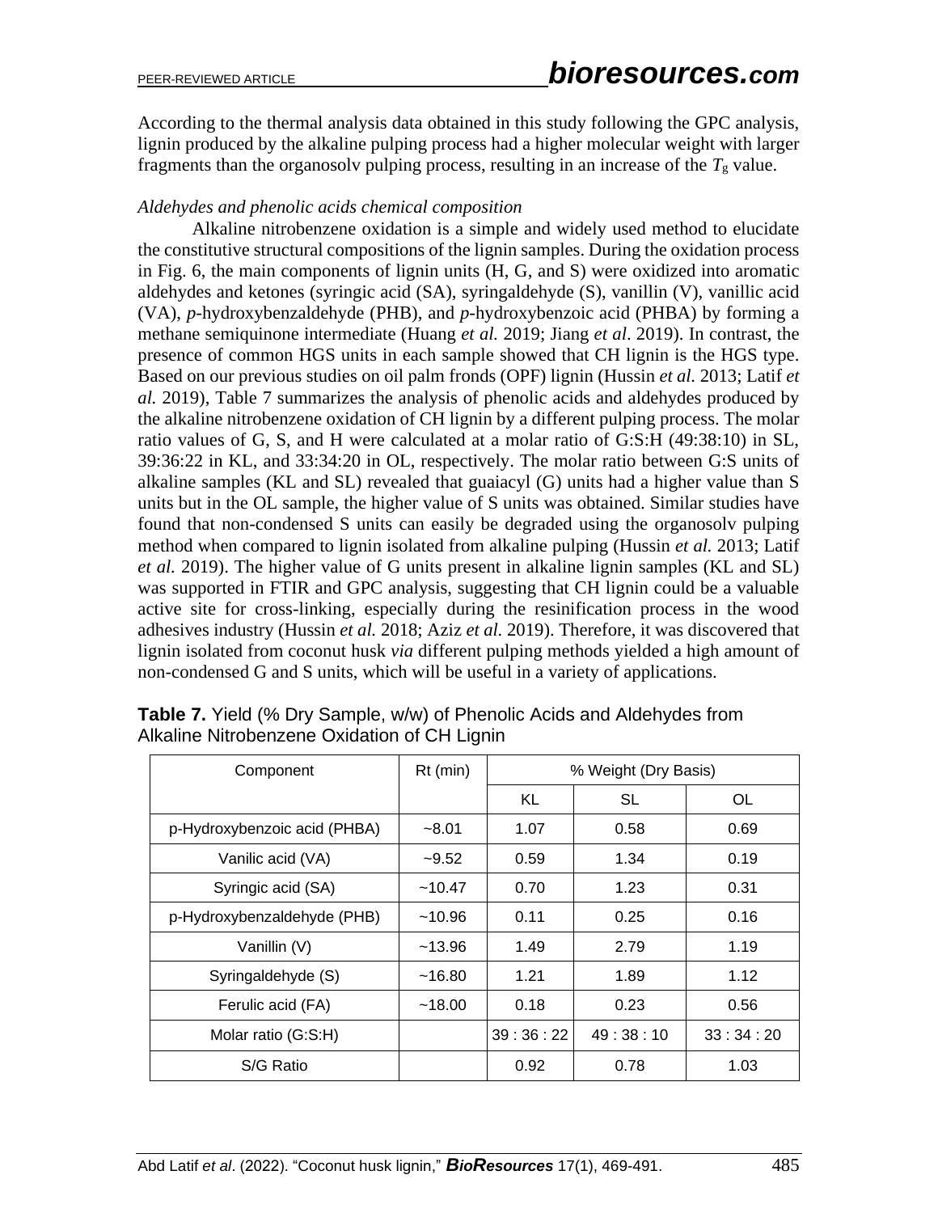According to the thermal analysis data obtained in this study following the GPC analysis, lignin produced by the alkaline pulping process had a higher molecular weight with larger fragments than the organosolv pulping process, resulting in an increase of the $T_g$ value.

*Aldehydes and phenolic acids chemical composition*

Alkaline nitrobenzene oxidation is a simple and widely used method to elucidate the constitutive structural compositions of the lignin samples. During the oxidation process in Fig. 6, the main components of lignin units (H, G, and S) were oxidized into aromatic aldehydes and ketones (syringic acid (SA), syringaldehyde (S), vanillin (V), vanillic acid (VA), *p*-hydroxybenzaldehyde (PHB), and *p*-hydroxybenzoic acid (PHBA) by forming a methane semiquinone intermediate (Huang *et al.* 2019; Jiang *et al*. 2019). In contrast, the presence of common HGS units in each sample showed that CH lignin is the HGS type. Based on our previous studies on oil palm fronds (OPF) lignin (Hussin *et al.* 2013; Latif *et al.* 2019), Table 7 summarizes the analysis of phenolic acids and aldehydes produced by the alkaline nitrobenzene oxidation of CH lignin by a different pulping process. The molar ratio values of G, S, and H were calculated at a molar ratio of G:S:H (49:38:10) in SL, 39:36:22 in KL, and 33:34:20 in OL, respectively. The molar ratio between G:S units of alkaline samples (KL and SL) revealed that guaiacyl (G) units had a higher value than S units but in the OL sample, the higher value of S units was obtained. Similar studies have found that non-condensed S units can easily be degraded using the organosolv pulping method when compared to lignin isolated from alkaline pulping (Hussin *et al.* 2013; Latif *et al.* 2019). The higher value of G units present in alkaline lignin samples (KL and SL) was supported in FTIR and GPC analysis, suggesting that CH lignin could be a valuable active site for cross-linking, especially during the resinification process in the wood adhesives industry (Hussin *et al.* 2018; Aziz *et al.* 2019). Therefore, it was discovered that lignin isolated from coconut husk *via* different pulping methods yielded a high amount of non-condensed G and S units, which will be useful in a variety of applications.

**Table 7.** Yield (% Dry Sample, w/w) of Phenolic Acids and Aldehydes from Alkaline Nitrobenzene Oxidation of CH Lignin

| Component | Rt (min) | % Weight (Dry Basis) | | |
|---|---|---|---|---|
| | | KL | SL | OL |
| p-Hydroxybenzoic acid (PHBA) | ~8.01 | 1.07 | 0.58 | 0.69 |
| Vanilic acid (VA) | ~9.52 | 0.59 | 1.34 | 0.19 |
| Syringic acid (SA) | ~10.47 | 0.70 | 1.23 | 0.31 |
| p-Hydroxybenzaldehyde (PHB) | ~10.96 | 0.11 | 0.25 | 0.16 |
| Vanillin (V) | ~13.96 | 1.49 | 2.79 | 1.19 |
| Syringaldehyde (S) | ~16.80 | 1.21 | 1.89 | 1.12 |
| Ferulic acid (FA) | ~18.00 | 0.18 | 0.23 | 0.56 |
| Molar ratio (G:S:H) | | 39 : 36 : 22 | 49 : 38 : 10 | 33 : 34 : 20 |
| S/G Ratio | | 0.92 | 0.78 | 1.03 |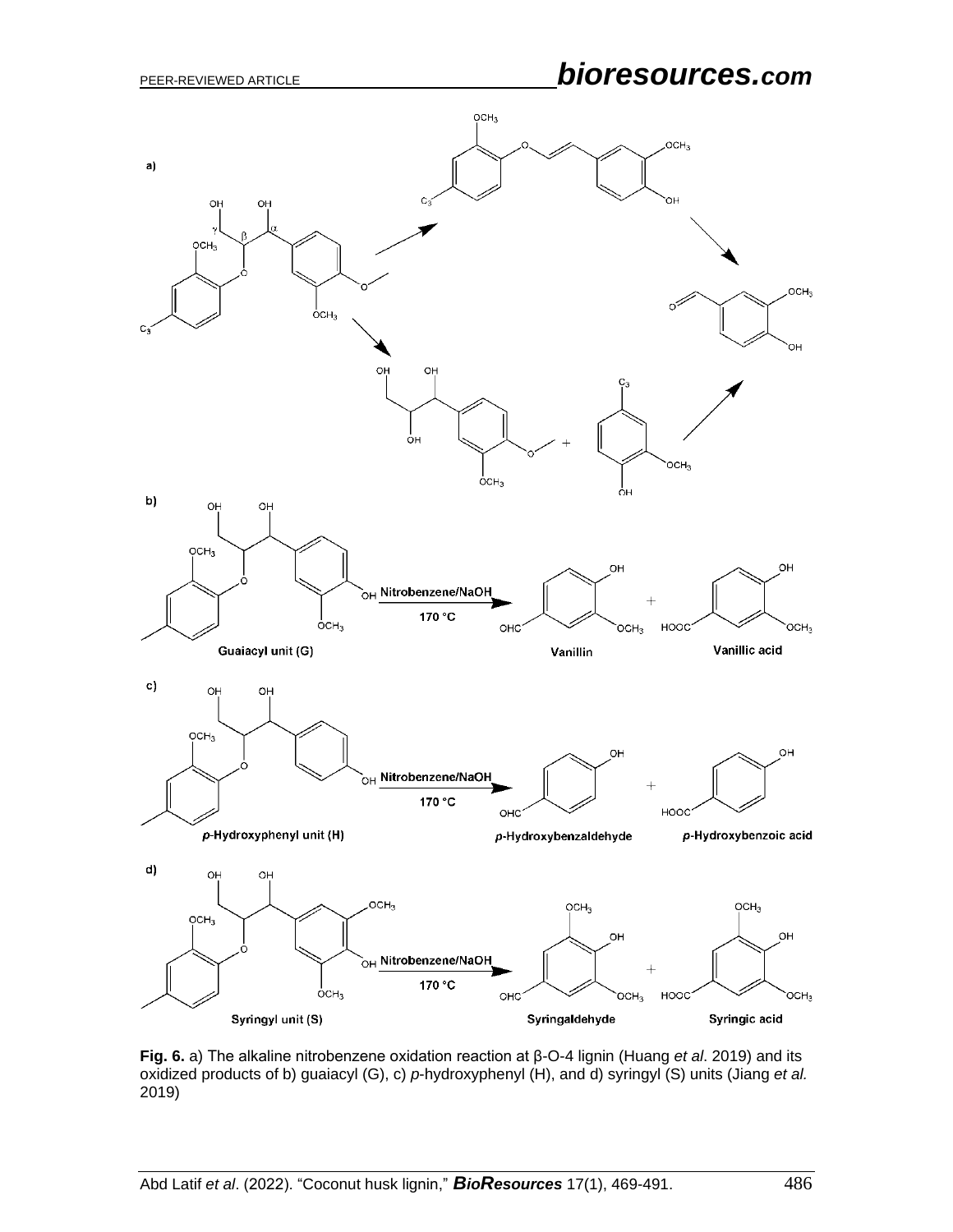**Fig. 6.** a) The alkaline nitrobenzene oxidation reaction at β-O-4 lignin (Huang *et al*. 2019) and its oxidized products of b) guaiacyl (G), c) *p*-hydroxyphenyl (H), and d) syringyl (S) units (Jiang *et al.* 2019)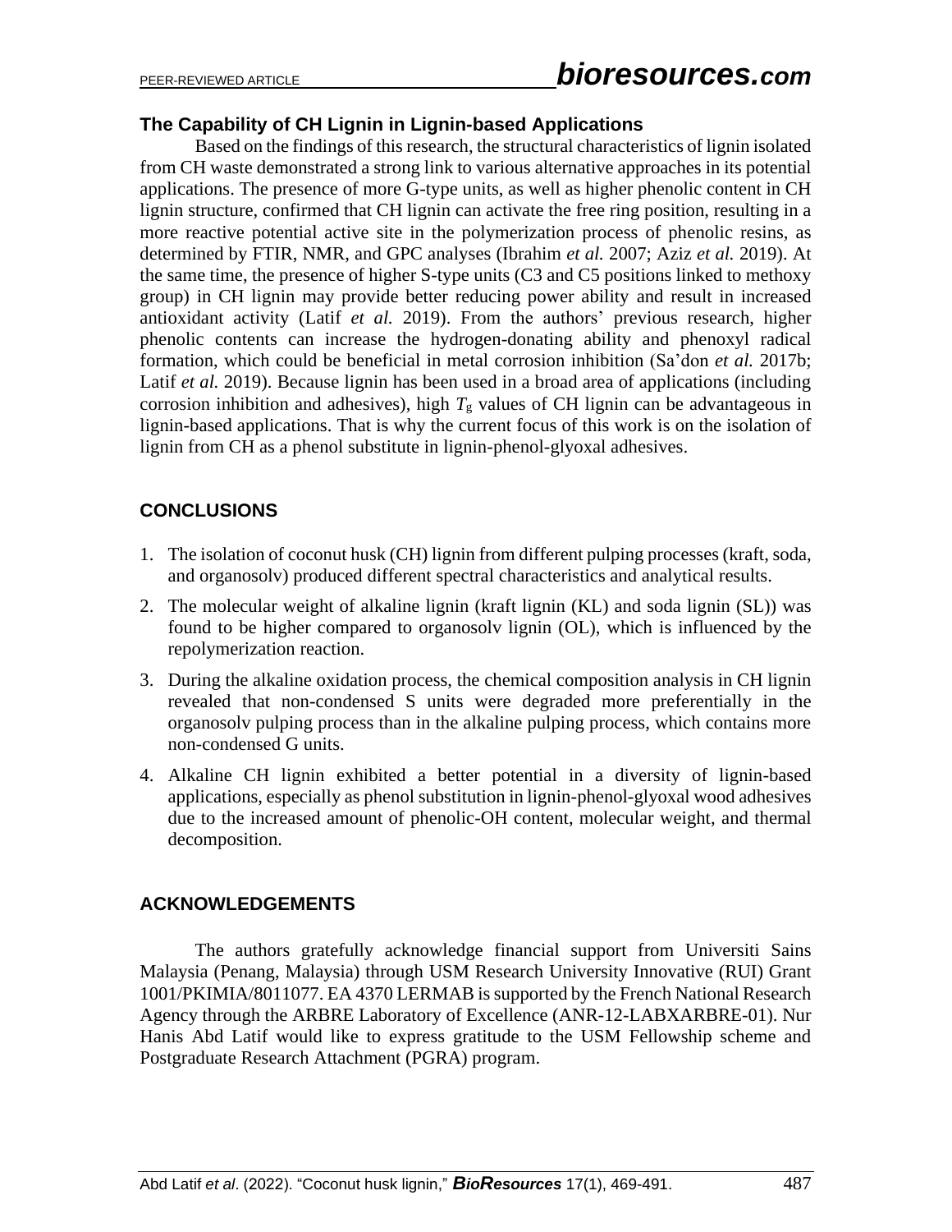### The Capability of CH Lignin in Lignin-based Applications

Based on the findings of this research, the structural characteristics of lignin isolated from CH waste demonstrated a strong link to various alternative approaches in its potential applications. The presence of more G-type units, as well as higher phenolic content in CH lignin structure, confirmed that CH lignin can activate the free ring position, resulting in a more reactive potential active site in the polymerization process of phenolic resins, as determined by FTIR, NMR, and GPC analyses (Ibrahim *et al.* 2007; Aziz *et al.* 2019). At the same time, the presence of higher S-type units (C3 and C5 positions linked to methoxy group) in CH lignin may provide better reducing power ability and result in increased antioxidant activity (Latif *et al.* 2019). From the authors' previous research, higher phenolic contents can increase the hydrogen-donating ability and phenoxyl radical formation, which could be beneficial in metal corrosion inhibition (Sa'don *et al.* 2017b; Latif *et al.* 2019). Because lignin has been used in a broad area of applications (including corrosion inhibition and adhesives), high $T_g$ values of CH lignin can be advantageous in lignin-based applications. That is why the current focus of this work is on the isolation of lignin from CH as a phenol substitute in lignin-phenol-glyoxal adhesives.

## CONCLUSIONS

1. The isolation of coconut husk (CH) lignin from different pulping processes (kraft, soda, and organosolv) produced different spectral characteristics and analytical results.
2. The molecular weight of alkaline lignin (kraft lignin (KL) and soda lignin (SL)) was found to be higher compared to organosolv lignin (OL), which is influenced by the repolymerization reaction.
3. During the alkaline oxidation process, the chemical composition analysis in CH lignin revealed that non-condensed S units were degraded more preferentially in the organosolv pulping process than in the alkaline pulping process, which contains more non-condensed G units.
4. Alkaline CH lignin exhibited a better potential in a diversity of lignin-based applications, especially as phenol substitution in lignin-phenol-glyoxal wood adhesives due to the increased amount of phenolic-OH content, molecular weight, and thermal decomposition.

## ACKNOWLEDGEMENTS

The authors gratefully acknowledge financial support from Universiti Sains Malaysia (Penang, Malaysia) through USM Research University Innovative (RUI) Grant 1001/PKIMIA/8011077. EA 4370 LERMAB is supported by the French National Research Agency through the ARBRE Laboratory of Excellence (ANR-12-LABXARBRE-01). Nur Hanis Abd Latif would like to express gratitude to the USM Fellowship scheme and Postgraduate Research Attachment (PGRA) program.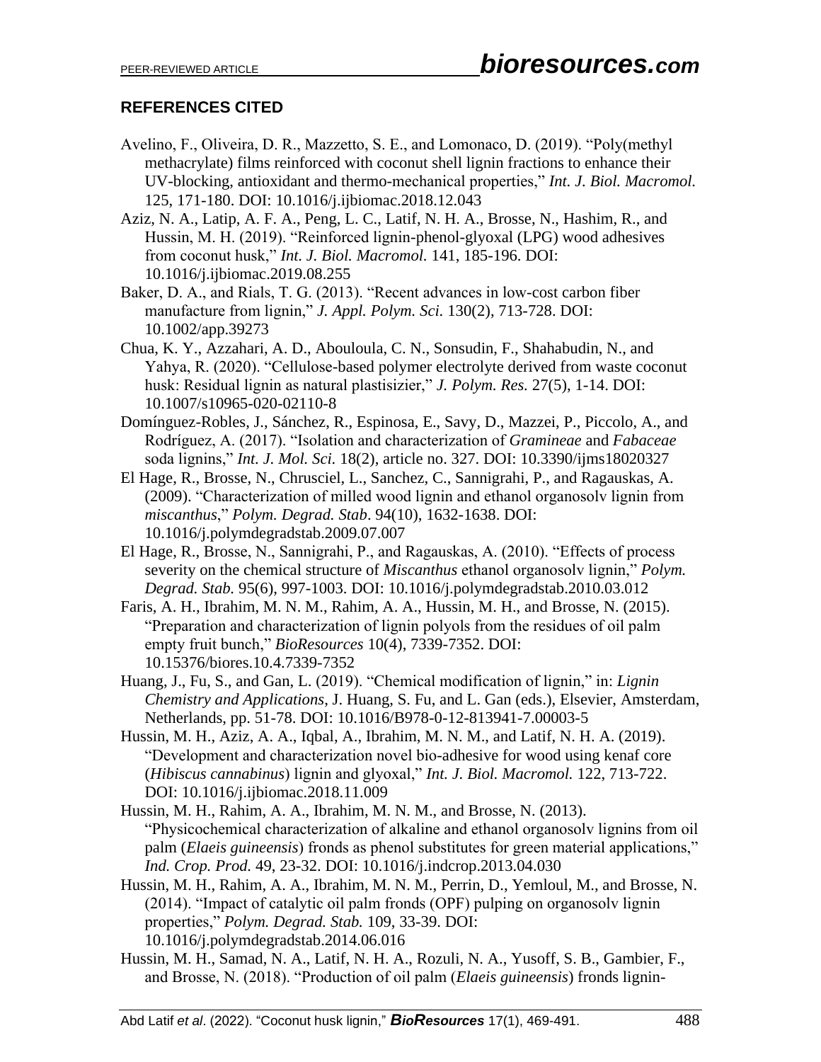## REFERENCES CITED

Avelino, F., Oliveira, D. R., Mazzetto, S. E., and Lomonaco, D. (2019). "Poly(methyl methacrylate) films reinforced with coconut shell lignin fractions to enhance their UV-blocking, antioxidant and thermo-mechanical properties," *Int. J. Biol. Macromol.* 125, 171-180. DOI: 10.1016/j.ijbiomac.2018.12.043

Aziz, N. A., Latip, A. F. A., Peng, L. C., Latif, N. H. A., Brosse, N., Hashim, R., and Hussin, M. H. (2019). "Reinforced lignin-phenol-glyoxal (LPG) wood adhesives from coconut husk," *Int. J. Biol. Macromol.* 141, 185-196. DOI: 10.1016/j.ijbiomac.2019.08.255

Baker, D. A., and Rials, T. G. (2013). "Recent advances in low-cost carbon fiber manufacture from lignin," *J. Appl. Polym. Sci.* 130(2), 713-728. DOI: 10.1002/app.39273

Chua, K. Y., Azzahari, A. D., Abouloula, C. N., Sonsudin, F., Shahabudin, N., and Yahya, R. (2020). "Cellulose-based polymer electrolyte derived from waste coconut husk: Residual lignin as natural plastisizier," *J. Polym. Res.* 27(5), 1-14. DOI: 10.1007/s10965-020-02110-8

Domínguez-Robles, J., Sánchez, R., Espinosa, E., Savy, D., Mazzei, P., Piccolo, A., and Rodríguez, A. (2017). "Isolation and characterization of *Gramineae* and *Fabaceae* soda lignins," *Int. J. Mol. Sci.* 18(2), article no. 327. DOI: 10.3390/ijms18020327

El Hage, R., Brosse, N., Chrusciel, L., Sanchez, C., Sannigrahi, P., and Ragauskas, A. (2009). "Characterization of milled wood lignin and ethanol organosolv lignin from *miscanthus*," *Polym. Degrad. Stab*. 94(10), 1632-1638. DOI: 10.1016/j.polymdegradstab.2009.07.007

El Hage, R., Brosse, N., Sannigrahi, P., and Ragauskas, A. (2010). "Effects of process severity on the chemical structure of *Miscanthus* ethanol organosolv lignin," *Polym. Degrad. Stab.* 95(6), 997-1003. DOI: 10.1016/j.polymdegradstab.2010.03.012

Faris, A. H., Ibrahim, M. N. M., Rahim, A. A., Hussin, M. H., and Brosse, N. (2015). "Preparation and characterization of lignin polyols from the residues of oil palm empty fruit bunch," *BioResources* 10(4), 7339-7352. DOI: 10.15376/biores.10.4.7339-7352

Huang, J., Fu, S., and Gan, L. (2019). "Chemical modification of lignin," in: *Lignin Chemistry and Applications*, J. Huang, S. Fu, and L. Gan (eds.), Elsevier, Amsterdam, Netherlands, pp. 51-78. DOI: 10.1016/B978-0-12-813941-7.00003-5

Hussin, M. H., Aziz, A. A., Iqbal, A., Ibrahim, M. N. M., and Latif, N. H. A. (2019). "Development and characterization novel bio-adhesive for wood using kenaf core (*Hibiscus cannabinus*) lignin and glyoxal," *Int. J. Biol. Macromol.* 122, 713-722. DOI: 10.1016/j.ijbiomac.2018.11.009

Hussin, M. H., Rahim, A. A., Ibrahim, M. N. M., and Brosse, N. (2013). "Physicochemical characterization of alkaline and ethanol organosolv lignins from oil palm (*Elaeis guineensis*) fronds as phenol substitutes for green material applications," *Ind. Crop. Prod.* 49, 23-32. DOI: 10.1016/j.indcrop.2013.04.030

Hussin, M. H., Rahim, A. A., Ibrahim, M. N. M., Perrin, D., Yemloul, M., and Brosse, N. (2014). "Impact of catalytic oil palm fronds (OPF) pulping on organosolv lignin properties," *Polym. Degrad. Stab.* 109, 33-39. DOI: 10.1016/j.polymdegradstab.2014.06.016

Hussin, M. H., Samad, N. A., Latif, N. H. A., Rozuli, N. A., Yusoff, S. B., Gambier, F., and Brosse, N. (2018). "Production of oil palm (*Elaeis guineensis*) fronds lignin-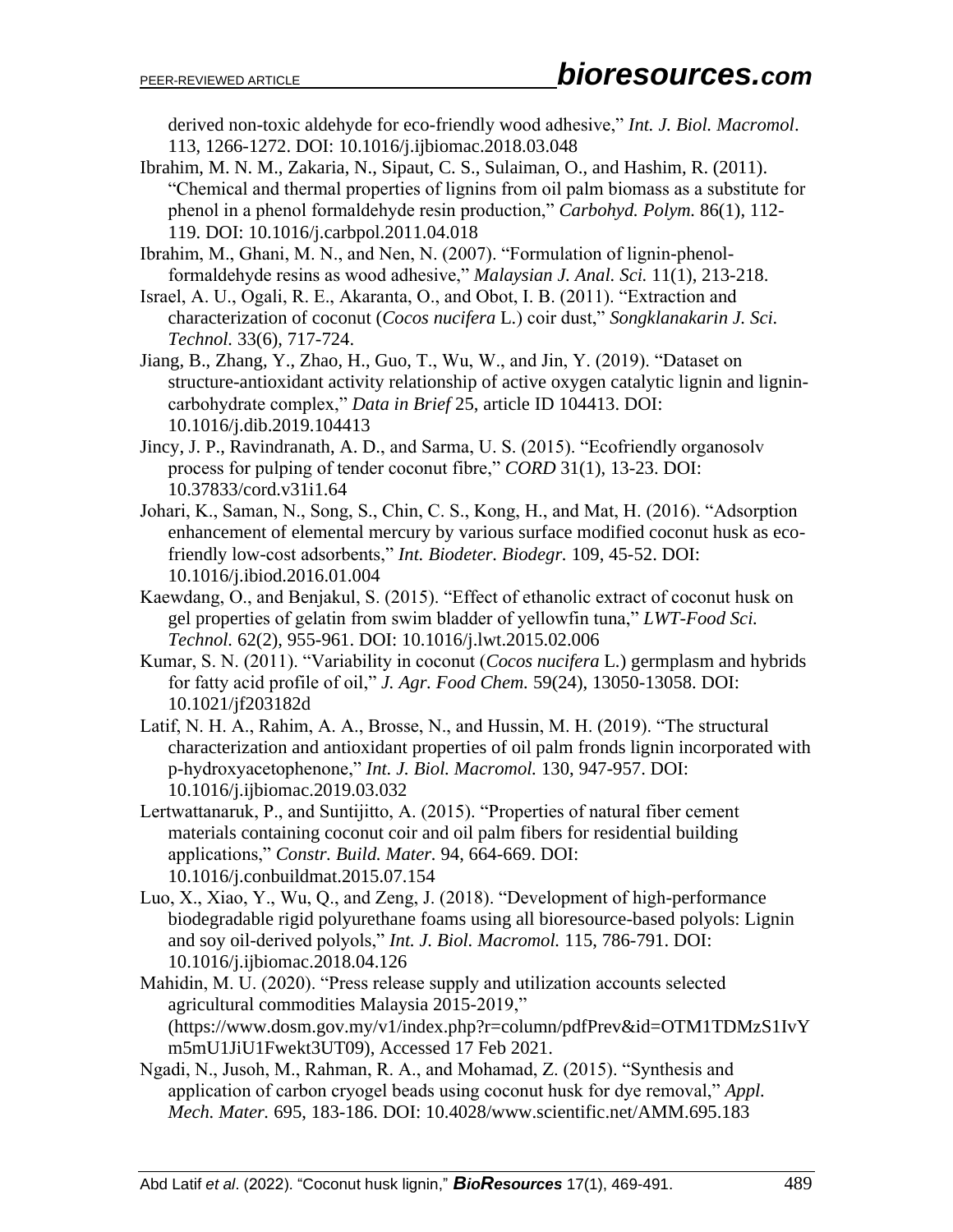derived non-toxic aldehyde for eco-friendly wood adhesive," *Int. J. Biol. Macromol*. 113, 1266-1272. DOI: 10.1016/j.ijbiomac.2018.03.048

Ibrahim, M. N. M., Zakaria, N., Sipaut, C. S., Sulaiman, O., and Hashim, R. (2011). "Chemical and thermal properties of lignins from oil palm biomass as a substitute for phenol in a phenol formaldehyde resin production," *Carbohyd. Polym.* 86(1), 112-119. DOI: 10.1016/j.carbpol.2011.04.018

Ibrahim, M., Ghani, M. N., and Nen, N. (2007). "Formulation of lignin-phenol-formaldehyde resins as wood adhesive," *Malaysian J. Anal. Sci.* 11(1), 213-218.

Israel, A. U., Ogali, R. E., Akaranta, O., and Obot, I. B. (2011). "Extraction and characterization of coconut (*Cocos nucifera* L.) coir dust," *Songklanakarin J. Sci. Technol.* 33(6), 717-724.

Jiang, B., Zhang, Y., Zhao, H., Guo, T., Wu, W., and Jin, Y. (2019). "Dataset on structure-antioxidant activity relationship of active oxygen catalytic lignin and lignin-carbohydrate complex," *Data in Brief* 25, article ID 104413. DOI: 10.1016/j.dib.2019.104413

Jincy, J. P., Ravindranath, A. D., and Sarma, U. S. (2015). "Ecofriendly organosolv process for pulping of tender coconut fibre," *CORD* 31(1), 13-23. DOI: 10.37833/cord.v31i1.64

Johari, K., Saman, N., Song, S., Chin, C. S., Kong, H., and Mat, H. (2016). "Adsorption enhancement of elemental mercury by various surface modified coconut husk as eco-friendly low-cost adsorbents," *Int. Biodeter. Biodegr.* 109, 45-52. DOI: 10.1016/j.ibiod.2016.01.004

Kaewdang, O., and Benjakul, S. (2015). "Effect of ethanolic extract of coconut husk on gel properties of gelatin from swim bladder of yellowfin tuna," *LWT-Food Sci. Technol.* 62(2), 955-961. DOI: 10.1016/j.lwt.2015.02.006

Kumar, S. N. (2011). "Variability in coconut (*Cocos nucifera* L.) germplasm and hybrids for fatty acid profile of oil," *J. Agr. Food Chem.* 59(24), 13050-13058. DOI: 10.1021/jf203182d

Latif, N. H. A., Rahim, A. A., Brosse, N., and Hussin, M. H. (2019). "The structural characterization and antioxidant properties of oil palm fronds lignin incorporated with p-hydroxyacetophenone," *Int. J. Biol. Macromol.* 130, 947-957. DOI: 10.1016/j.ijbiomac.2019.03.032

Lertwattanaruk, P., and Suntijitto, A. (2015). "Properties of natural fiber cement materials containing coconut coir and oil palm fibers for residential building applications," *Constr. Build. Mater.* 94, 664-669. DOI: 10.1016/j.conbuildmat.2015.07.154

Luo, X., Xiao, Y., Wu, Q., and Zeng, J. (2018). "Development of high-performance biodegradable rigid polyurethane foams using all bioresource-based polyols: Lignin and soy oil-derived polyols," *Int. J. Biol. Macromol.* 115, 786-791. DOI: 10.1016/j.ijbiomac.2018.04.126

Mahidin, M. U. (2020). "Press release supply and utilization accounts selected agricultural commodities Malaysia 2015-2019," (https://www.dosm.gov.my/v1/index.php?r=column/pdfPrev&id=OTM1TDMzS1IvYm5mU1JiU1Fwekt3UT09), Accessed 17 Feb 2021.

Ngadi, N., Jusoh, M., Rahman, R. A., and Mohamad, Z. (2015). "Synthesis and application of carbon cryogel beads using coconut husk for dye removal," *Appl. Mech. Mater.* 695, 183-186. DOI: 10.4028/www.scientific.net/AMM.695.183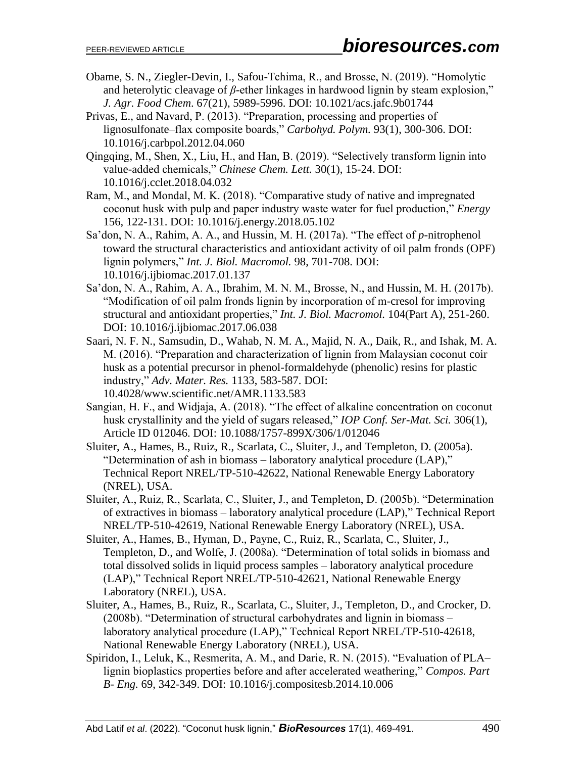Obame, S. N., Ziegler-Devin, I., Safou-Tchima, R., and Brosse, N. (2019). "Homolytic and heterolytic cleavage of *β*-ether linkages in hardwood lignin by steam explosion," *J. Agr. Food Chem.* 67(21), 5989-5996. DOI: 10.1021/acs.jafc.9b01744

Privas, E., and Navard, P. (2013). "Preparation, processing and properties of lignosulfonate–flax composite boards," *Carbohyd. Polym.* 93(1), 300-306. DOI: 10.1016/j.carbpol.2012.04.060

Qingqing, M., Shen, X., Liu, H., and Han, B. (2019). "Selectively transform lignin into value-added chemicals," *Chinese Chem. Lett.* 30(1), 15-24. DOI: 10.1016/j.cclet.2018.04.032

Ram, M., and Mondal, M. K. (2018). "Comparative study of native and impregnated coconut husk with pulp and paper industry waste water for fuel production," *Energy* 156, 122-131. DOI: 10.1016/j.energy.2018.05.102

Sa'don, N. A., Rahim, A. A., and Hussin, M. H. (2017a). "The effect of *p*-nitrophenol toward the structural characteristics and antioxidant activity of oil palm fronds (OPF) lignin polymers," *Int. J. Biol. Macromol.* 98, 701-708. DOI: 10.1016/j.ijbiomac.2017.01.137

Sa'don, N. A., Rahim, A. A., Ibrahim, M. N. M., Brosse, N., and Hussin, M. H. (2017b). "Modification of oil palm fronds lignin by incorporation of m-cresol for improving structural and antioxidant properties," *Int. J. Biol. Macromol.* 104(Part A), 251-260. DOI: 10.1016/j.ijbiomac.2017.06.038

Saari, N. F. N., Samsudin, D., Wahab, N. M. A., Majid, N. A., Daik, R., and Ishak, M. A. M. (2016). "Preparation and characterization of lignin from Malaysian coconut coir husk as a potential precursor in phenol-formaldehyde (phenolic) resins for plastic industry," *Adv. Mater. Res.* 1133, 583-587. DOI: 10.4028/www.scientific.net/AMR.1133.583

Sangian, H. F., and Widjaja, A. (2018). "The effect of alkaline concentration on coconut husk crystallinity and the yield of sugars released," *IOP Conf. Ser-Mat. Sci.* 306(1), Article ID 012046. DOI: 10.1088/1757-899X/306/1/012046

Sluiter, A., Hames, B., Ruiz, R., Scarlata, C., Sluiter, J., and Templeton, D. (2005a). "Determination of ash in biomass – laboratory analytical procedure (LAP)," Technical Report NREL/TP-510-42622, National Renewable Energy Laboratory (NREL), USA.

Sluiter, A., Ruiz, R., Scarlata, C., Sluiter, J., and Templeton, D. (2005b). "Determination of extractives in biomass – laboratory analytical procedure (LAP)," Technical Report NREL/TP-510-42619, National Renewable Energy Laboratory (NREL), USA.

Sluiter, A., Hames, B., Hyman, D., Payne, C., Ruiz, R., Scarlata, C., Sluiter, J., Templeton, D., and Wolfe, J. (2008a). "Determination of total solids in biomass and total dissolved solids in liquid process samples – laboratory analytical procedure (LAP)," Technical Report NREL/TP-510-42621, National Renewable Energy Laboratory (NREL), USA.

Sluiter, A., Hames, B., Ruiz, R., Scarlata, C., Sluiter, J., Templeton, D., and Crocker, D. (2008b). "Determination of structural carbohydrates and lignin in biomass – laboratory analytical procedure (LAP)," Technical Report NREL/TP-510-42618, National Renewable Energy Laboratory (NREL), USA.

Spiridon, I., Leluk, K., Resmerita, A. M., and Darie, R. N. (2015). "Evaluation of PLA–lignin bioplastics properties before and after accelerated weathering," *Compos. Part B- Eng.* 69, 342-349. DOI: 10.1016/j.compositesb.2014.10.006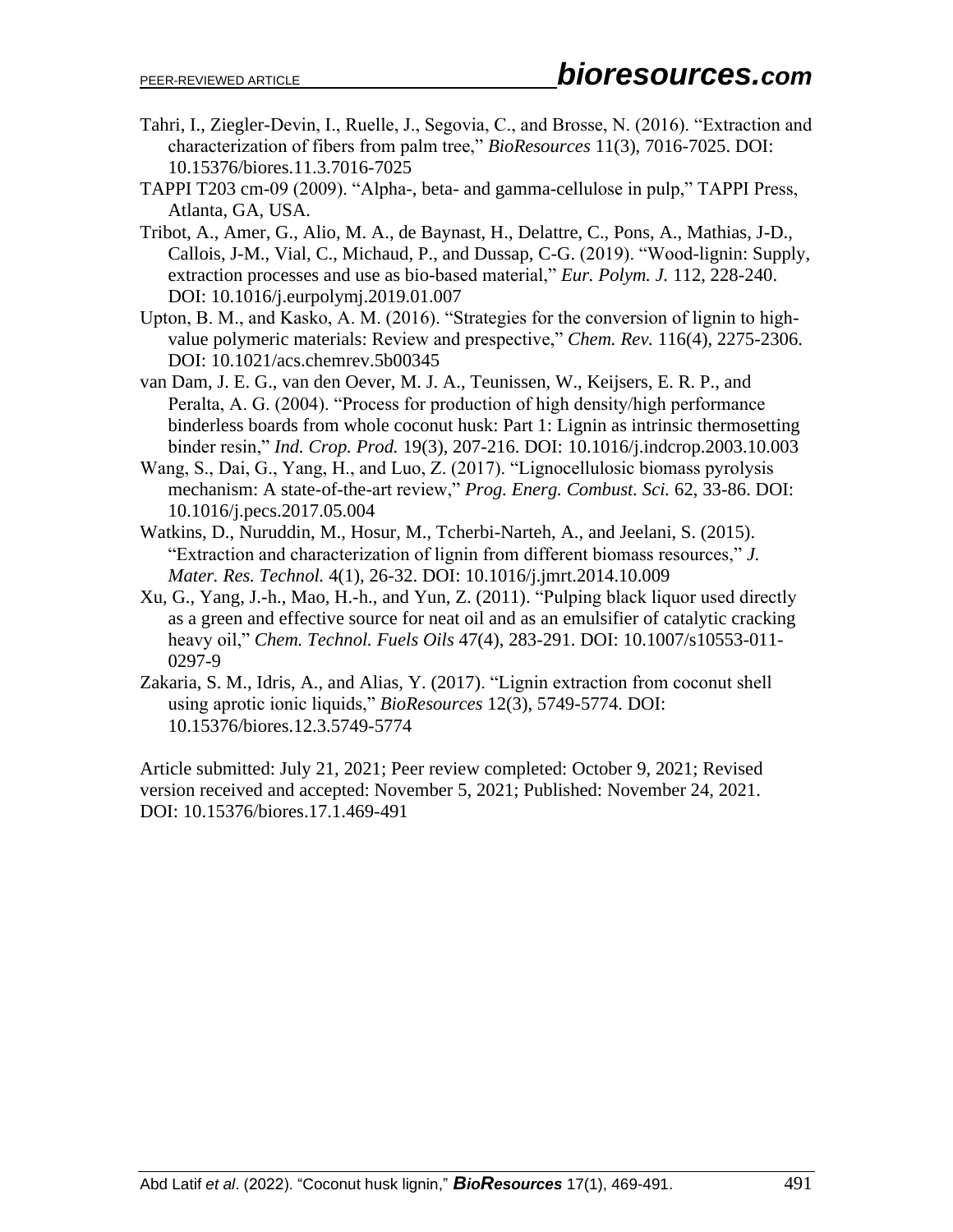Tahri, I., Ziegler-Devin, I., Ruelle, J., Segovia, C., and Brosse, N. (2016). "Extraction and characterization of fibers from palm tree," *BioResources* 11(3), 7016-7025. DOI: 10.15376/biores.11.3.7016-7025

TAPPI T203 cm-09 (2009). "Alpha-, beta- and gamma-cellulose in pulp," TAPPI Press, Atlanta, GA, USA.

Tribot, A., Amer, G., Alio, M. A., de Baynast, H., Delattre, C., Pons, A., Mathias, J-D., Callois, J-M., Vial, C., Michaud, P., and Dussap, C-G. (2019). "Wood-lignin: Supply, extraction processes and use as bio-based material," *Eur. Polym. J.* 112, 228-240. DOI: 10.1016/j.eurpolymj.2019.01.007

Upton, B. M., and Kasko, A. M. (2016). "Strategies for the conversion of lignin to high-value polymeric materials: Review and prespective," *Chem. Rev.* 116(4), 2275-2306. DOI: 10.1021/acs.chemrev.5b00345

van Dam, J. E. G., van den Oever, M. J. A., Teunissen, W., Keijsers, E. R. P., and Peralta, A. G. (2004). "Process for production of high density/high performance binderless boards from whole coconut husk: Part 1: Lignin as intrinsic thermosetting binder resin," *Ind. Crop. Prod.* 19(3), 207-216. DOI: 10.1016/j.indcrop.2003.10.003

Wang, S., Dai, G., Yang, H., and Luo, Z. (2017). "Lignocellulosic biomass pyrolysis mechanism: A state-of-the-art review," *Prog. Energ. Combust. Sci.* 62, 33-86. DOI: 10.1016/j.pecs.2017.05.004

Watkins, D., Nuruddin, M., Hosur, M., Tcherbi-Narteh, A., and Jeelani, S. (2015). "Extraction and characterization of lignin from different biomass resources," *J. Mater. Res. Technol.* 4(1), 26-32. DOI: 10.1016/j.jmrt.2014.10.009

Xu, G., Yang, J.-h., Mao, H.-h., and Yun, Z. (2011). "Pulping black liquor used directly as a green and effective source for neat oil and as an emulsifier of catalytic cracking heavy oil," *Chem. Technol. Fuels Oils* 47(4), 283-291. DOI: 10.1007/s10553-011-0297-9

Zakaria, S. M., Idris, A., and Alias, Y. (2017). "Lignin extraction from coconut shell using aprotic ionic liquids," *BioResources* 12(3), 5749-5774. DOI: 10.15376/biores.12.3.5749-5774

Article submitted: July 21, 2021; Peer review completed: October 9, 2021; Revised version received and accepted: November 5, 2021; Published: November 24, 2021.
DOI: 10.15376/biores.17.1.469-491